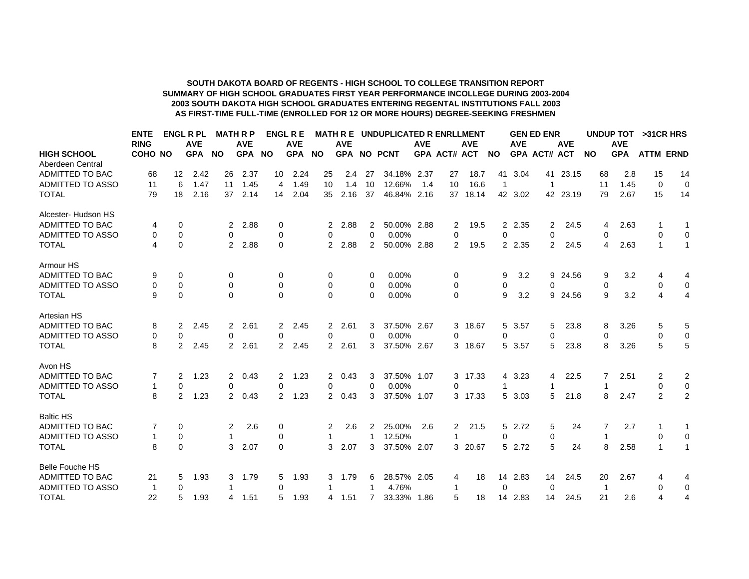**SOUTH DAKOTA BOARD OF REGENTS - HIGH SCHOOL TO COLLEGE TRANSITION REPORT**
**SUMMARY OF HIGH SCHOOL GRADUATES FIRST YEAR PERFORMANCE INCOLLEGE DURING 2003-2004**
**2003 SOUTH DAKOTA HIGH SCHOOL GRADUATES ENTERING REGENTAL INSTITUTIONS FALL 2003**
**AS FIRST-TIME FULL-TIME (ENROLLED FOR 12 OR MORE HOURS) DEGREE-SEEKING FRESHMEN**

| | ENTERING | ENGL R PL | | MATH R P | | ENGL R E | | MATH R E | | UNDUPLICATED R ENRLLMENT | | | | | GEN ED ENR | | | | UNDUP TOT | | >31CR HRS | |
|---|---|---|---|---|---|---|---|---|---|---|---|---|---|---|---|---|---|---|---|---|---|---|
| HIGH SCHOOL | COHO | NO | AVE GPA | NO | AVE GPA | NO | AVE GPA | NO | AVE GPA | NO | PCNT | AVE GPA | ACT# | AVE ACT | NO | AVE GPA | ACT# | AVE ACT | NO | AVE GPA | ATTM | ERND |
| Aberdeen Central | | | | | | | | | | | | | | | | | | | | | | |
| ADMITTED TO BAC | 68 | 12 | 2.42 | 26 | 2.37 | 10 | 2.24 | 25 | 2.4 | 27 | 34.18% | 2.37 | 27 | 18.7 | 41 | 3.04 | 41 | 23.15 | 68 | 2.8 | 15 | 14 |
| ADMITTED TO ASSO | 11 | 6 | 1.47 | 11 | 1.45 | 4 | 1.49 | 10 | 1.4 | 10 | 12.66% | 1.4 | 10 | 16.6 | 1 | | 1 | | 11 | 1.45 | 0 | 0 |
| TOTAL | 79 | 18 | 2.16 | 37 | 2.14 | 14 | 2.04 | 35 | 2.16 | 37 | 46.84% | 2.16 | 37 | 18.14 | 42 | 3.02 | 42 | 23.19 | 79 | 2.67 | 15 | 14 |
| Alcester- Hudson HS | | | | | | | | | | | | | | | | | | | | | | |
| ADMITTED TO BAC | 4 | 0 | | 2 | 2.88 | 0 | | 2 | 2.88 | 2 | 50.00% | 2.88 | 2 | 19.5 | 2 | 2.35 | 2 | 24.5 | 4 | 2.63 | 1 | 1 |
| ADMITTED TO ASSO | 0 | 0 | | 0 | | 0 | | 0 | | 0 | 0.00% | | 0 | | 0 | | 0 | | 0 | | 0 | 0 |
| TOTAL | 4 | 0 | | 2 | 2.88 | 0 | | 2 | 2.88 | 2 | 50.00% | 2.88 | 2 | 19.5 | 2 | 2.35 | 2 | 24.5 | 4 | 2.63 | 1 | 1 |
| Armour HS | | | | | | | | | | | | | | | | | | | | | | |
| ADMITTED TO BAC | 9 | 0 | | 0 | | 0 | | 0 | | 0 | 0.00% | | 0 | | 9 | 3.2 | 9 | 24.56 | 9 | 3.2 | 4 | 4 |
| ADMITTED TO ASSO | 0 | 0 | | 0 | | 0 | | 0 | | 0 | 0.00% | | 0 | | 0 | | 0 | | 0 | | 0 | 0 |
| TOTAL | 9 | 0 | | 0 | | 0 | | 0 | | 0 | 0.00% | | 0 | | 9 | 3.2 | 9 | 24.56 | 9 | 3.2 | 4 | 4 |
| Artesian HS | | | | | | | | | | | | | | | | | | | | | | |
| ADMITTED TO BAC | 8 | 2 | 2.45 | 2 | 2.61 | 2 | 2.45 | 2 | 2.61 | 3 | 37.50% | 2.67 | 3 | 18.67 | 5 | 3.57 | 5 | 23.8 | 8 | 3.26 | 5 | 5 |
| ADMITTED TO ASSO | 0 | 0 | | 0 | | 0 | | 0 | | 0 | 0.00% | | 0 | | 0 | | 0 | | 0 | | 0 | 0 |
| TOTAL | 8 | 2 | 2.45 | 2 | 2.61 | 2 | 2.45 | 2 | 2.61 | 3 | 37.50% | 2.67 | 3 | 18.67 | 5 | 3.57 | 5 | 23.8 | 8 | 3.26 | 5 | 5 |
| Avon HS | | | | | | | | | | | | | | | | | | | | | | |
| ADMITTED TO BAC | 7 | 2 | 1.23 | 2 | 0.43 | 2 | 1.23 | 2 | 0.43 | 3 | 37.50% | 1.07 | 3 | 17.33 | 4 | 3.23 | 4 | 22.5 | 7 | 2.51 | 2 | 2 |
| ADMITTED TO ASSO | 1 | 0 | | 0 | | 0 | | 0 | | 0 | 0.00% | | 0 | | 1 | | 1 | | 1 | | 0 | 0 |
| TOTAL | 8 | 2 | 1.23 | 2 | 0.43 | 2 | 1.23 | 2 | 0.43 | 3 | 37.50% | 1.07 | 3 | 17.33 | 5 | 3.03 | 5 | 21.8 | 8 | 2.47 | 2 | 2 |
| Baltic HS | | | | | | | | | | | | | | | | | | | | | | |
| ADMITTED TO BAC | 7 | 0 | | 2 | 2.6 | 0 | | 2 | 2.6 | 2 | 25.00% | 2.6 | 2 | 21.5 | 5 | 2.72 | 5 | 24 | 7 | 2.7 | 1 | 1 |
| ADMITTED TO ASSO | 1 | 0 | | 1 | | 0 | | 1 | | 1 | 12.50% | | 1 | | 0 | | 0 | | 1 | | 0 | 0 |
| TOTAL | 8 | 0 | | 3 | 2.07 | 0 | | 3 | 2.07 | 3 | 37.50% | 2.07 | 3 | 20.67 | 5 | 2.72 | 5 | 24 | 8 | 2.58 | 1 | 1 |
| Belle Fouche HS | | | | | | | | | | | | | | | | | | | | | | |
| ADMITTED TO BAC | 21 | 5 | 1.93 | 3 | 1.79 | 5 | 1.93 | 3 | 1.79 | 6 | 28.57% | 2.05 | 4 | 18 | 14 | 2.83 | 14 | 24.5 | 20 | 2.67 | 4 | 4 |
| ADMITTED TO ASSO | 1 | 0 | | 1 | | 0 | | 1 | | 1 | 4.76% | | 1 | | 0 | | 0 | | 1 | | 0 | 0 |
| TOTAL | 22 | 5 | 1.93 | 4 | 1.51 | 5 | 1.93 | 4 | 1.51 | 7 | 33.33% | 1.86 | 5 | 18 | 14 | 2.83 | 14 | 24.5 | 21 | 2.6 | 4 | 4 |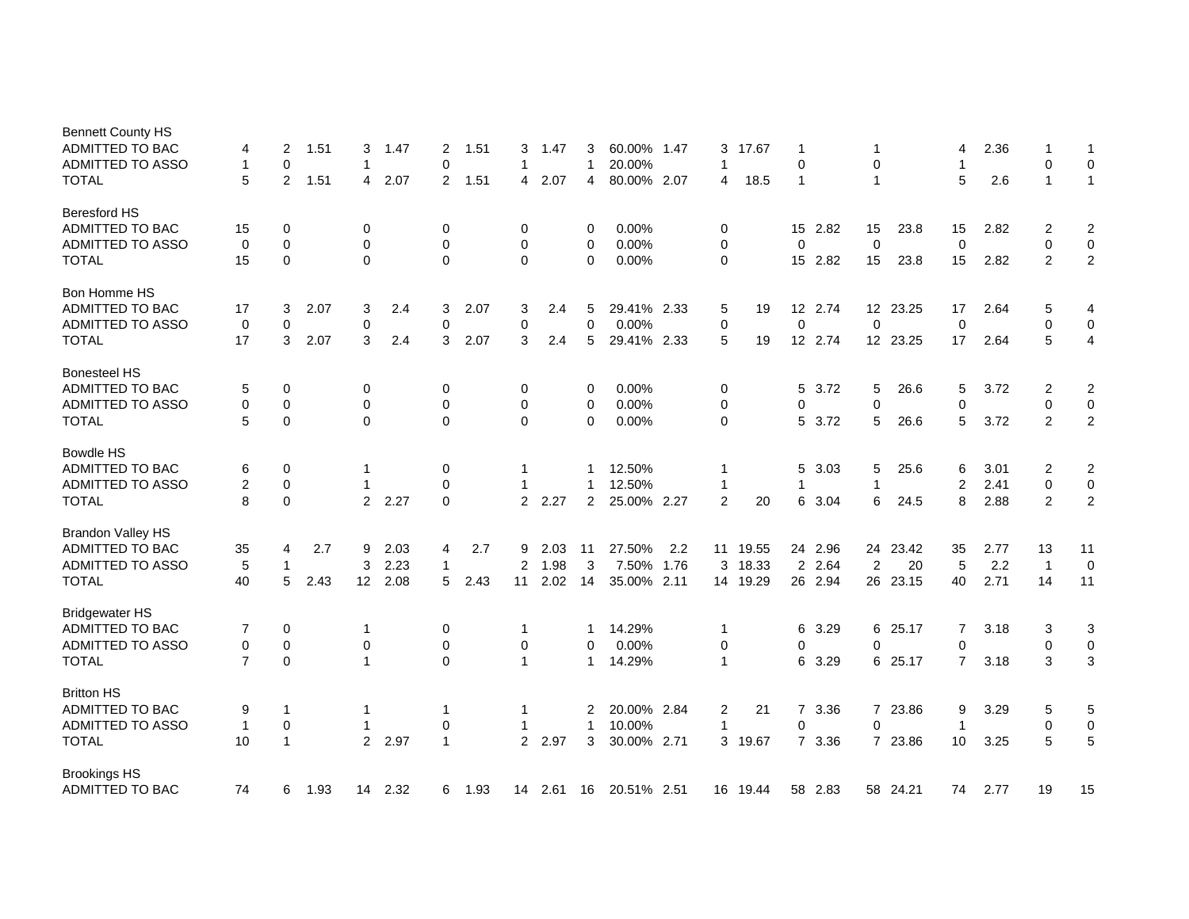| | | | | | | | | | | | | | | | | | | | | | | |
|---|---|---|---|---|---|---|---|---|---|---|---|---|---|---|---|---|---|---|---|---|---|---|
| Bennett County HS | | | | | | | | | | | | | | | | | | | | | | |
| ADMITTED TO BAC | 4 | 2 | 1.51 | 3 | 1.47 | 2 | 1.51 | 3 | 1.47 | 3 | 60.00% | 1.47 | 3 | 17.67 | 1 | | 1 | | 4 | 2.36 | 1 | 1 |
| ADMITTED TO ASSO | 1 | 0 | | 1 | | 0 | | 1 | | 1 | 20.00% | | 1 | | 0 | | 0 | | 1 | | 0 | 0 |
| TOTAL | 5 | 2 | 1.51 | 4 | 2.07 | 2 | 1.51 | 4 | 2.07 | 4 | 80.00% | 2.07 | 4 | 18.5 | 1 | | 1 | | 5 | 2.6 | 1 | 1 |
| Beresford HS | | | | | | | | | | | | | | | | | | | | | | |
| ADMITTED TO BAC | 15 | 0 | | 0 | | 0 | | 0 | | 0 | 0.00% | | 0 | | 15 | 2.82 | 15 | 23.8 | 15 | 2.82 | 2 | 2 |
| ADMITTED TO ASSO | 0 | 0 | | 0 | | 0 | | 0 | | 0 | 0.00% | | 0 | | 0 | | 0 | | 0 | | 0 | 0 |
| TOTAL | 15 | 0 | | 0 | | 0 | | 0 | | 0 | 0.00% | | 0 | | 15 | 2.82 | 15 | 23.8 | 15 | 2.82 | 2 | 2 |
| Bon Homme HS | | | | | | | | | | | | | | | | | | | | | | |
| ADMITTED TO BAC | 17 | 3 | 2.07 | 3 | 2.4 | 3 | 2.07 | 3 | 2.4 | 5 | 29.41% | 2.33 | 5 | 19 | 12 | 2.74 | 12 | 23.25 | 17 | 2.64 | 5 | 4 |
| ADMITTED TO ASSO | 0 | 0 | | 0 | | 0 | | 0 | | 0 | 0.00% | | 0 | | 0 | | 0 | | 0 | | 0 | 0 |
| TOTAL | 17 | 3 | 2.07 | 3 | 2.4 | 3 | 2.07 | 3 | 2.4 | 5 | 29.41% | 2.33 | 5 | 19 | 12 | 2.74 | 12 | 23.25 | 17 | 2.64 | 5 | 4 |
| Bonesteel HS | | | | | | | | | | | | | | | | | | | | | | |
| ADMITTED TO BAC | 5 | 0 | | 0 | | 0 | | 0 | | 0 | 0.00% | | 0 | | 5 | 3.72 | 5 | 26.6 | 5 | 3.72 | 2 | 2 |
| ADMITTED TO ASSO | 0 | 0 | | 0 | | 0 | | 0 | | 0 | 0.00% | | 0 | | 0 | | 0 | | 0 | | 0 | 0 |
| TOTAL | 5 | 0 | | 0 | | 0 | | 0 | | 0 | 0.00% | | 0 | | 5 | 3.72 | 5 | 26.6 | 5 | 3.72 | 2 | 2 |
| Bowdle HS | | | | | | | | | | | | | | | | | | | | | | |
| ADMITTED TO BAC | 6 | 0 | | 1 | | 0 | | 1 | | 1 | 12.50% | | 1 | | 5 | 3.03 | 5 | 25.6 | 6 | 3.01 | 2 | 2 |
| ADMITTED TO ASSO | 2 | 0 | | 1 | | 0 | | 1 | | 1 | 12.50% | | 1 | | 1 | | 1 | | 2 | 2.41 | 0 | 0 |
| TOTAL | 8 | 0 | | 2 | 2.27 | 0 | | 2 | 2.27 | 2 | 25.00% | 2.27 | 2 | 20 | 6 | 3.04 | 6 | 24.5 | 8 | 2.88 | 2 | 2 |
| Brandon Valley HS | | | | | | | | | | | | | | | | | | | | | | |
| ADMITTED TO BAC | 35 | 4 | 2.7 | 9 | 2.03 | 4 | 2.7 | 9 | 2.03 | 11 | 27.50% | 2.2 | 11 | 19.55 | 24 | 2.96 | 24 | 23.42 | 35 | 2.77 | 13 | 11 |
| ADMITTED TO ASSO | 5 | 1 | | 3 | 2.23 | 1 | | 2 | 1.98 | 3 | 7.50% | 1.76 | 3 | 18.33 | 2 | 2.64 | 2 | 20 | 5 | 2.2 | 1 | 0 |
| TOTAL | 40 | 5 | 2.43 | 12 | 2.08 | 5 | 2.43 | 11 | 2.02 | 14 | 35.00% | 2.11 | 14 | 19.29 | 26 | 2.94 | 26 | 23.15 | 40 | 2.71 | 14 | 11 |
| Bridgewater HS | | | | | | | | | | | | | | | | | | | | | | |
| ADMITTED TO BAC | 7 | 0 | | 1 | | 0 | | 1 | | 1 | 14.29% | | 1 | | 6 | 3.29 | 6 | 25.17 | 7 | 3.18 | 3 | 3 |
| ADMITTED TO ASSO | 0 | 0 | | 0 | | 0 | | 0 | | 0 | 0.00% | | 0 | | 0 | | 0 | | 0 | | 0 | 0 |
| TOTAL | 7 | 0 | | 1 | | 0 | | 1 | | 1 | 14.29% | | 1 | | 6 | 3.29 | 6 | 25.17 | 7 | 3.18 | 3 | 3 |
| Britton HS | | | | | | | | | | | | | | | | | | | | | | |
| ADMITTED TO BAC | 9 | 1 | | 1 | | 1 | | 1 | | 2 | 20.00% | 2.84 | 2 | 21 | 7 | 3.36 | 7 | 23.86 | 9 | 3.29 | 5 | 5 |
| ADMITTED TO ASSO | 1 | 0 | | 1 | | 0 | | 1 | | 1 | 10.00% | | 1 | | 0 | | 0 | | 1 | | 0 | 0 |
| TOTAL | 10 | 1 | | 2 | 2.97 | 1 | | 2 | 2.97 | 3 | 30.00% | 2.71 | 3 | 19.67 | 7 | 3.36 | 7 | 23.86 | 10 | 3.25 | 5 | 5 |
| Brookings HS | | | | | | | | | | | | | | | | | | | | | | |
| ADMITTED TO BAC | 74 | 6 | 1.93 | 14 | 2.32 | 6 | 1.93 | 14 | 2.61 | 16 | 20.51% | 2.51 | 16 | 19.44 | 58 | 2.83 | 58 | 24.21 | 74 | 2.77 | 19 | 15 |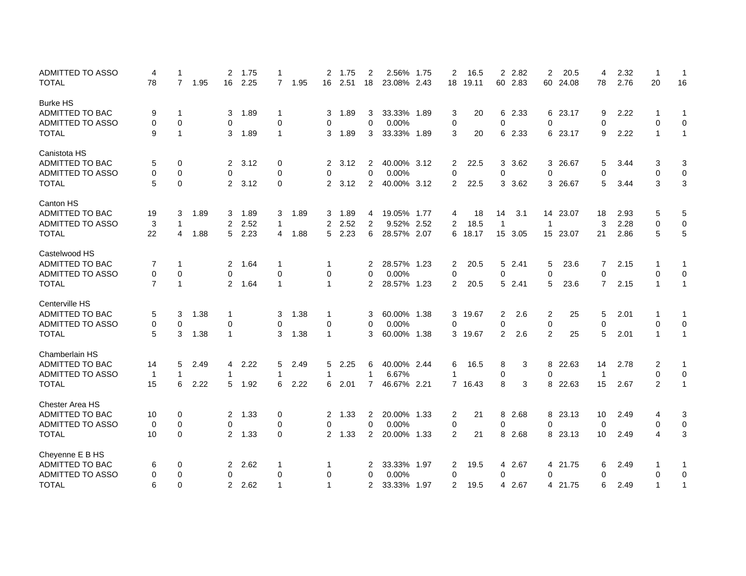| | | | | | | | | | | | | | | | | | | | | | | |
|---|---|---|---|---|---|---|---|---|---|---|---|---|---|---|---|---|---|---|---|---|---|---|
| ADMITTED TO ASSO | 4 | 1 | | 2 | 1.75 | 1 | | 2 | 1.75 | 2 | 2.56% | 1.75 | 2 | 16.5 | 2 | 2.82 | 2 | 20.5 | 4 | 2.32 | 1 | 1 |
| TOTAL | 78 | 7 | 1.95 | 16 | 2.25 | 7 | 1.95 | 16 | 2.51 | 18 | 23.08% | 2.43 | 18 | 19.11 | 60 | 2.83 | 60 | 24.08 | 78 | 2.76 | 20 | 16 |
| | | | | | | | | | | | | | | | | | | | | | | |
| Burke HS | | | | | | | | | | | | | | | | | | | | | | |
| ADMITTED TO BAC | 9 | 1 | | 3 | 1.89 | 1 | | 3 | 1.89 | 3 | 33.33% | 1.89 | 3 | 20 | 6 | 2.33 | 6 | 23.17 | 9 | 2.22 | 1 | 1 |
| ADMITTED TO ASSO | 0 | 0 | | 0 | | 0 | | 0 | | 0 | 0.00% | | 0 | | 0 | | 0 | | 0 | | 0 | 0 |
| TOTAL | 9 | 1 | | 3 | 1.89 | 1 | | 3 | 1.89 | 3 | 33.33% | 1.89 | 3 | 20 | 6 | 2.33 | 6 | 23.17 | 9 | 2.22 | 1 | 1 |
| | | | | | | | | | | | | | | | | | | | | | | |
| Canistota HS | | | | | | | | | | | | | | | | | | | | | | |
| ADMITTED TO BAC | 5 | 0 | | 2 | 3.12 | 0 | | 2 | 3.12 | 2 | 40.00% | 3.12 | 2 | 22.5 | 3 | 3.62 | 3 | 26.67 | 5 | 3.44 | 3 | 3 |
| ADMITTED TO ASSO | 0 | 0 | | 0 | | 0 | | 0 | | 0 | 0.00% | | 0 | | 0 | | 0 | | 0 | | 0 | 0 |
| TOTAL | 5 | 0 | | 2 | 3.12 | 0 | | 2 | 3.12 | 2 | 40.00% | 3.12 | 2 | 22.5 | 3 | 3.62 | 3 | 26.67 | 5 | 3.44 | 3 | 3 |
| | | | | | | | | | | | | | | | | | | | | | | |
| Canton HS | | | | | | | | | | | | | | | | | | | | | | |
| ADMITTED TO BAC | 19 | 3 | 1.89 | 3 | 1.89 | 3 | 1.89 | 3 | 1.89 | 4 | 19.05% | 1.77 | 4 | 18 | 14 | 3.1 | 14 | 23.07 | 18 | 2.93 | 5 | 5 |
| ADMITTED TO ASSO | 3 | 1 | | 2 | 2.52 | 1 | | 2 | 2.52 | 2 | 9.52% | 2.52 | 2 | 18.5 | 1 | | 1 | | 3 | 2.28 | 0 | 0 |
| TOTAL | 22 | 4 | 1.88 | 5 | 2.23 | 4 | 1.88 | 5 | 2.23 | 6 | 28.57% | 2.07 | 6 | 18.17 | 15 | 3.05 | 15 | 23.07 | 21 | 2.86 | 5 | 5 |
| | | | | | | | | | | | | | | | | | | | | | | |
| Castelwood HS | | | | | | | | | | | | | | | | | | | | | | |
| ADMITTED TO BAC | 7 | 1 | | 2 | 1.64 | 1 | | 1 | | 2 | 28.57% | 1.23 | 2 | 20.5 | 5 | 2.41 | 5 | 23.6 | 7 | 2.15 | 1 | 1 |
| ADMITTED TO ASSO | 0 | 0 | | 0 | | 0 | | 0 | | 0 | 0.00% | | 0 | | 0 | | 0 | | 0 | | 0 | 0 |
| TOTAL | 7 | 1 | | 2 | 1.64 | 1 | | 1 | | 2 | 28.57% | 1.23 | 2 | 20.5 | 5 | 2.41 | 5 | 23.6 | 7 | 2.15 | 1 | 1 |
| | | | | | | | | | | | | | | | | | | | | | | |
| Centerville HS | | | | | | | | | | | | | | | | | | | | | | |
| ADMITTED TO BAC | 5 | 3 | 1.38 | 1 | | 3 | 1.38 | 1 | | 3 | 60.00% | 1.38 | 3 | 19.67 | 2 | 2.6 | 2 | 25 | 5 | 2.01 | 1 | 1 |
| ADMITTED TO ASSO | 0 | 0 | | 0 | | 0 | | 0 | | 0 | 0.00% | | 0 | | 0 | | 0 | | 0 | | 0 | 0 |
| TOTAL | 5 | 3 | 1.38 | 1 | | 3 | 1.38 | 1 | | 3 | 60.00% | 1.38 | 3 | 19.67 | 2 | 2.6 | 2 | 25 | 5 | 2.01 | 1 | 1 |
| | | | | | | | | | | | | | | | | | | | | | | |
| Chamberlain HS | | | | | | | | | | | | | | | | | | | | | | |
| ADMITTED TO BAC | 14 | 5 | 2.49 | 4 | 2.22 | 5 | 2.49 | 5 | 2.25 | 6 | 40.00% | 2.44 | 6 | 16.5 | 8 | 3 | 8 | 22.63 | 14 | 2.78 | 2 | 1 |
| ADMITTED TO ASSO | 1 | 1 | | 1 | | 1 | | 1 | | 1 | 6.67% | | 1 | | 0 | | 0 | | 1 | | 0 | 0 |
| TOTAL | 15 | 6 | 2.22 | 5 | 1.92 | 6 | 2.22 | 6 | 2.01 | 7 | 46.67% | 2.21 | 7 | 16.43 | 8 | 3 | 8 | 22.63 | 15 | 2.67 | 2 | 1 |
| | | | | | | | | | | | | | | | | | | | | | | |
| Chester Area HS | | | | | | | | | | | | | | | | | | | | | | |
| ADMITTED TO BAC | 10 | 0 | | 2 | 1.33 | 0 | | 2 | 1.33 | 2 | 20.00% | 1.33 | 2 | 21 | 8 | 2.68 | 8 | 23.13 | 10 | 2.49 | 4 | 3 |
| ADMITTED TO ASSO | 0 | 0 | | 0 | | 0 | | 0 | | 0 | 0.00% | | 0 | | 0 | | 0 | | 0 | | 0 | 0 |
| TOTAL | 10 | 0 | | 2 | 1.33 | 0 | | 2 | 1.33 | 2 | 20.00% | 1.33 | 2 | 21 | 8 | 2.68 | 8 | 23.13 | 10 | 2.49 | 4 | 3 |
| | | | | | | | | | | | | | | | | | | | | | | |
| Cheyenne E B HS | | | | | | | | | | | | | | | | | | | | | | |
| ADMITTED TO BAC | 6 | 0 | | 2 | 2.62 | 1 | | 1 | | 2 | 33.33% | 1.97 | 2 | 19.5 | 4 | 2.67 | 4 | 21.75 | 6 | 2.49 | 1 | 1 |
| ADMITTED TO ASSO | 0 | 0 | | 0 | | 0 | | 0 | | 0 | 0.00% | | 0 | | 0 | | 0 | | 0 | | 0 | 0 |
| TOTAL | 6 | 0 | | 2 | 2.62 | 1 | | 1 | | 2 | 33.33% | 1.97 | 2 | 19.5 | 4 | 2.67 | 4 | 21.75 | 6 | 2.49 | 1 | 1 |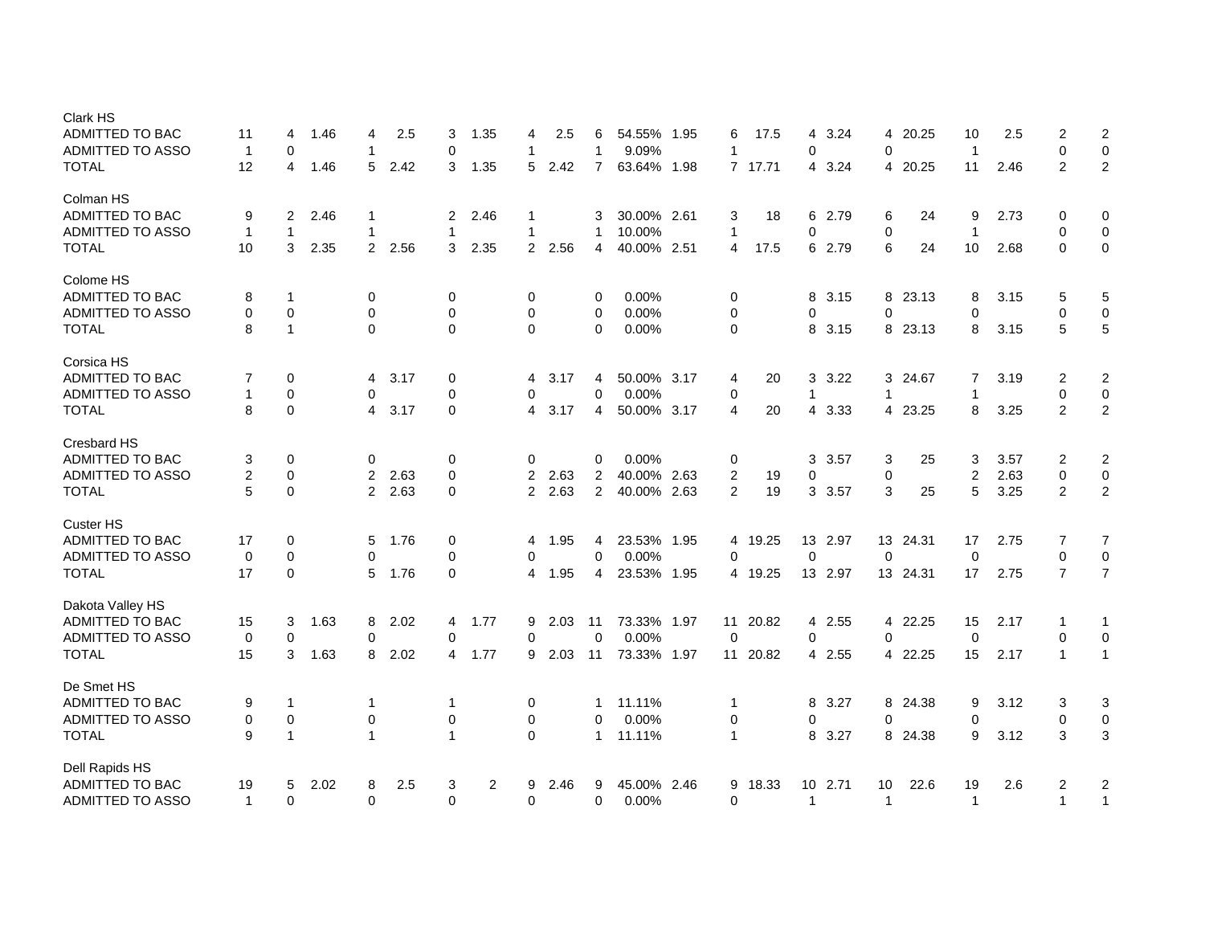| | | | | | | | | | | | | | | | | | | | | | |
|---|---|---|---|---|---|---|---|---|---|---|---|---|---|---|---|---|---|---|---|---|---|
| Clark HS | | | | | | | | | | | | | | | | | | | | | |
| ADMITTED TO BAC | 11 | 4 | 1.46 | 4 | 2.5 | 3 | 1.35 | 4 | 2.5 | 6 | 54.55% | 1.95 | 6 | 17.5 | 4 | 3.24 | 4 | 20.25 | 10 | 2.5 | 2 | 2 |
| ADMITTED TO ASSO | 1 | 0 | | 1 | | 0 | | 1 | | 1 | 9.09% | | 1 | | 0 | | 0 | | 1 | | 0 | 0 |
| TOTAL | 12 | 4 | 1.46 | 5 | 2.42 | 3 | 1.35 | 5 | 2.42 | 7 | 63.64% | 1.98 | 7 | 17.71 | 4 | 3.24 | 4 | 20.25 | 11 | 2.46 | 2 | 2 |
| Colman HS | | | | | | | | | | | | | | | | | | | | | | |
| ADMITTED TO BAC | 9 | 2 | 2.46 | 1 | | 2 | 2.46 | 1 | | 3 | 30.00% | 2.61 | 3 | 18 | 6 | 2.79 | 6 | 24 | 9 | 2.73 | 0 | 0 |
| ADMITTED TO ASSO | 1 | 1 | | 1 | | 1 | | 1 | | 1 | 10.00% | | 1 | | 0 | | 0 | | 1 | | 0 | 0 |
| TOTAL | 10 | 3 | 2.35 | 2 | 2.56 | 3 | 2.35 | 2 | 2.56 | 4 | 40.00% | 2.51 | 4 | 17.5 | 6 | 2.79 | 6 | 24 | 10 | 2.68 | 0 | 0 |
| Colome HS | | | | | | | | | | | | | | | | | | | | | | |
| ADMITTED TO BAC | 8 | 1 | | 0 | | 0 | | 0 | | 0 | 0.00% | | 0 | | 8 | 3.15 | 8 | 23.13 | 8 | 3.15 | 5 | 5 |
| ADMITTED TO ASSO | 0 | 0 | | 0 | | 0 | | 0 | | 0 | 0.00% | | 0 | | 0 | | 0 | | 0 | | 0 | 0 |
| TOTAL | 8 | 1 | | 0 | | 0 | | 0 | | 0 | 0.00% | | 0 | | 8 | 3.15 | 8 | 23.13 | 8 | 3.15 | 5 | 5 |
| Corsica HS | | | | | | | | | | | | | | | | | | | | | | |
| ADMITTED TO BAC | 7 | 0 | | 4 | 3.17 | 0 | | 4 | 3.17 | 4 | 50.00% | 3.17 | 4 | 20 | 3 | 3.22 | 3 | 24.67 | 7 | 3.19 | 2 | 2 |
| ADMITTED TO ASSO | 1 | 0 | | 0 | | 0 | | 0 | | 0 | 0.00% | | 0 | | 1 | | 1 | | 1 | | 0 | 0 |
| TOTAL | 8 | 0 | | 4 | 3.17 | 0 | | 4 | 3.17 | 4 | 50.00% | 3.17 | 4 | 20 | 4 | 3.33 | 4 | 23.25 | 8 | 3.25 | 2 | 2 |
| Cresbard HS | | | | | | | | | | | | | | | | | | | | | | |
| ADMITTED TO BAC | 3 | 0 | | 0 | | 0 | | 0 | | 0 | 0.00% | | 0 | | 3 | 3.57 | 3 | 25 | 3 | 3.57 | 2 | 2 |
| ADMITTED TO ASSO | 2 | 0 | | 2 | 2.63 | 0 | | 2 | 2.63 | 2 | 40.00% | 2.63 | 2 | 19 | 0 | | 0 | | 2 | 2.63 | 0 | 0 |
| TOTAL | 5 | 0 | | 2 | 2.63 | 0 | | 2 | 2.63 | 2 | 40.00% | 2.63 | 2 | 19 | 3 | 3.57 | 3 | 25 | 5 | 3.25 | 2 | 2 |
| Custer HS | | | | | | | | | | | | | | | | | | | | | | |
| ADMITTED TO BAC | 17 | 0 | | 5 | 1.76 | 0 | | 4 | 1.95 | 4 | 23.53% | 1.95 | 4 | 19.25 | 13 | 2.97 | 13 | 24.31 | 17 | 2.75 | 7 | 7 |
| ADMITTED TO ASSO | 0 | 0 | | 0 | | 0 | | 0 | | 0 | 0.00% | | 0 | | 0 | | 0 | | 0 | | 0 | 0 |
| TOTAL | 17 | 0 | | 5 | 1.76 | 0 | | 4 | 1.95 | 4 | 23.53% | 1.95 | 4 | 19.25 | 13 | 2.97 | 13 | 24.31 | 17 | 2.75 | 7 | 7 |
| Dakota Valley HS | | | | | | | | | | | | | | | | | | | | | | |
| ADMITTED TO BAC | 15 | 3 | 1.63 | 8 | 2.02 | 4 | 1.77 | 9 | 2.03 | 11 | 73.33% | 1.97 | 11 | 20.82 | 4 | 2.55 | 4 | 22.25 | 15 | 2.17 | 1 | 1 |
| ADMITTED TO ASSO | 0 | 0 | | 0 | | 0 | | 0 | | 0 | 0.00% | | 0 | | 0 | | 0 | | 0 | | 0 | 0 |
| TOTAL | 15 | 3 | 1.63 | 8 | 2.02 | 4 | 1.77 | 9 | 2.03 | 11 | 73.33% | 1.97 | 11 | 20.82 | 4 | 2.55 | 4 | 22.25 | 15 | 2.17 | 1 | 1 |
| De Smet HS | | | | | | | | | | | | | | | | | | | | | | |
| ADMITTED TO BAC | 9 | 1 | | 1 | | 1 | | 0 | | 1 | 11.11% | | 1 | | 8 | 3.27 | 8 | 24.38 | 9 | 3.12 | 3 | 3 |
| ADMITTED TO ASSO | 0 | 0 | | 0 | | 0 | | 0 | | 0 | 0.00% | | 0 | | 0 | | 0 | | 0 | | 0 | 0 |
| TOTAL | 9 | 1 | | 1 | | 1 | | 0 | | 1 | 11.11% | | 1 | | 8 | 3.27 | 8 | 24.38 | 9 | 3.12 | 3 | 3 |
| Dell Rapids HS | | | | | | | | | | | | | | | | | | | | | | |
| ADMITTED TO BAC | 19 | 5 | 2.02 | 8 | 2.5 | 3 | 2 | 9 | 2.46 | 9 | 45.00% | 2.46 | 9 | 18.33 | 10 | 2.71 | 10 | 22.6 | 19 | 2.6 | 2 | 2 |
| ADMITTED TO ASSO | 1 | 0 | | 0 | | 0 | | 0 | | 0 | 0.00% | | 0 | | 1 | | 1 | | 1 | | 1 | 1 |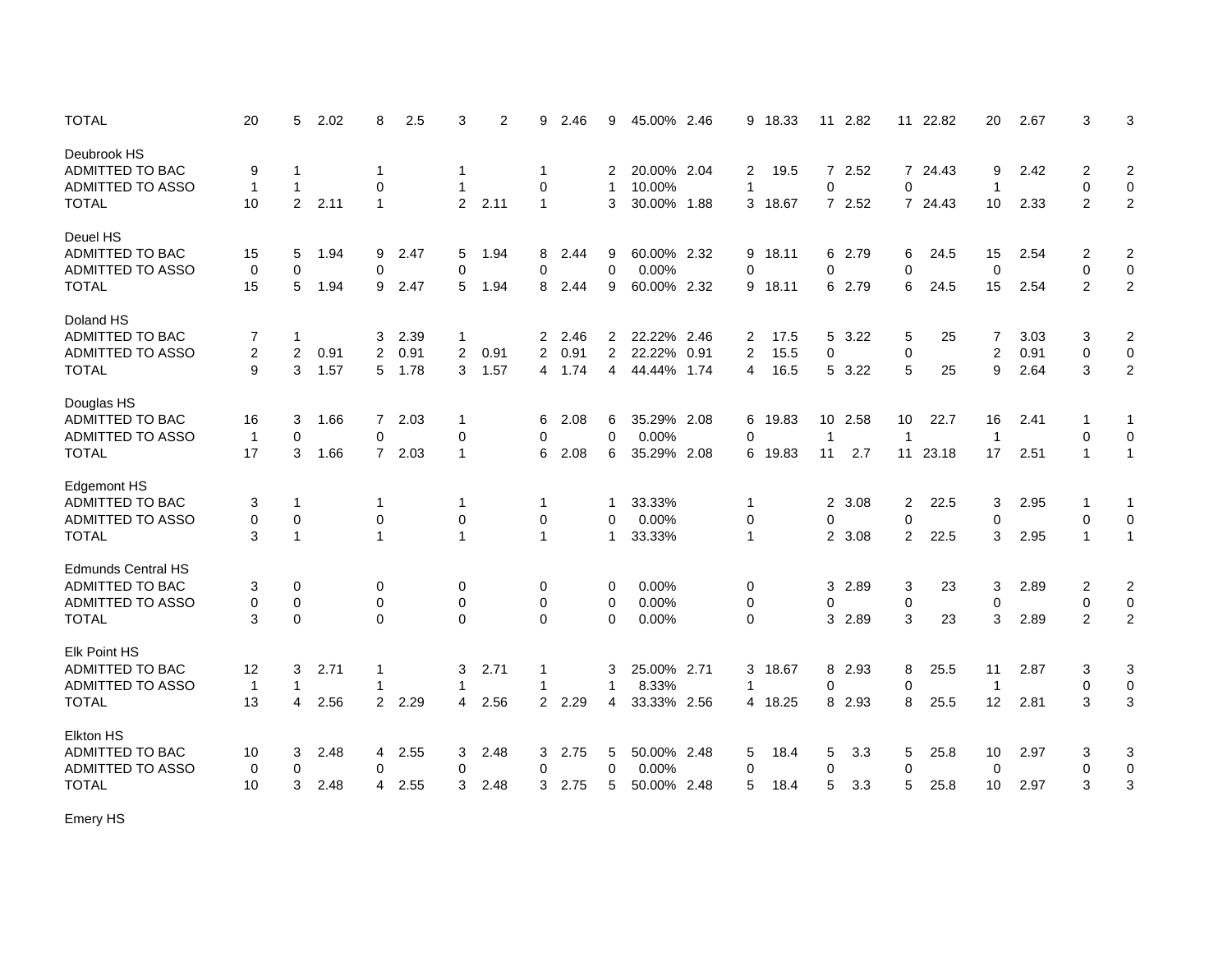| | | | | | | | | | | | | | | | | | | | | | |
|---|---|---|---|---|---|---|---|---|---|---|---|---|---|---|---|---|---|---|---|---|---|
| TOTAL | 20 | 5 | 2.02 | 8 | 2.5 | 3 | 2 | 9 | 2.46 | 9 | 45.00% | 2.46 | 9 | 18.33 | 11 | 2.82 | 11 | 22.82 | 20 | 2.67 | 3 | 3 |
| | | | | | | | | | | | | | | | | | | | | | | |
| Deubrook HS | | | | | | | | | | | | | | | | | | | | | | |
| ADMITTED TO BAC | 9 | 1 | | 1 | | 1 | | 1 | | 2 | 20.00% | 2.04 | 2 | 19.5 | 7 | 2.52 | 7 | 24.43 | 9 | 2.42 | 2 | 2 |
| ADMITTED TO ASSO | 1 | 1 | | 0 | | 1 | | 0 | | 1 | 10.00% | | 1 | | 0 | | 0 | | 1 | | 0 | 0 |
| TOTAL | 10 | 2 | 2.11 | 1 | | 2 | 2.11 | 1 | | 3 | 30.00% | 1.88 | 3 | 18.67 | 7 | 2.52 | 7 | 24.43 | 10 | 2.33 | 2 | 2 |
| | | | | | | | | | | | | | | | | | | | | | | |
| Deuel HS | | | | | | | | | | | | | | | | | | | | | | |
| ADMITTED TO BAC | 15 | 5 | 1.94 | 9 | 2.47 | 5 | 1.94 | 8 | 2.44 | 9 | 60.00% | 2.32 | 9 | 18.11 | 6 | 2.79 | 6 | 24.5 | 15 | 2.54 | 2 | 2 |
| ADMITTED TO ASSO | 0 | 0 | | 0 | | 0 | | 0 | | 0 | 0.00% | | 0 | | 0 | | 0 | | 0 | | 0 | 0 |
| TOTAL | 15 | 5 | 1.94 | 9 | 2.47 | 5 | 1.94 | 8 | 2.44 | 9 | 60.00% | 2.32 | 9 | 18.11 | 6 | 2.79 | 6 | 24.5 | 15 | 2.54 | 2 | 2 |
| | | | | | | | | | | | | | | | | | | | | | | |
| Doland HS | | | | | | | | | | | | | | | | | | | | | | |
| ADMITTED TO BAC | 7 | 1 | | 3 | 2.39 | 1 | | 2 | 2.46 | 2 | 22.22% | 2.46 | 2 | 17.5 | 5 | 3.22 | 5 | 25 | 7 | 3.03 | 3 | 2 |
| ADMITTED TO ASSO | 2 | 2 | 0.91 | 2 | 0.91 | 2 | 0.91 | 2 | 0.91 | 2 | 22.22% | 0.91 | 2 | 15.5 | 0 | | 0 | | 2 | 0.91 | 0 | 0 |
| TOTAL | 9 | 3 | 1.57 | 5 | 1.78 | 3 | 1.57 | 4 | 1.74 | 4 | 44.44% | 1.74 | 4 | 16.5 | 5 | 3.22 | 5 | 25 | 9 | 2.64 | 3 | 2 |
| | | | | | | | | | | | | | | | | | | | | | | |
| Douglas HS | | | | | | | | | | | | | | | | | | | | | | |
| ADMITTED TO BAC | 16 | 3 | 1.66 | 7 | 2.03 | 1 | | 6 | 2.08 | 6 | 35.29% | 2.08 | 6 | 19.83 | 10 | 2.58 | 10 | 22.7 | 16 | 2.41 | 1 | 1 |
| ADMITTED TO ASSO | 1 | 0 | | 0 | | 0 | | 0 | | 0 | 0.00% | | 0 | | 1 | | 1 | | 1 | | 0 | 0 |
| TOTAL | 17 | 3 | 1.66 | 7 | 2.03 | 1 | | 6 | 2.08 | 6 | 35.29% | 2.08 | 6 | 19.83 | 11 | 2.7 | 11 | 23.18 | 17 | 2.51 | 1 | 1 |
| | | | | | | | | | | | | | | | | | | | | | | |
| Edgemont HS | | | | | | | | | | | | | | | | | | | | | | |
| ADMITTED TO BAC | 3 | 1 | | 1 | | 1 | | 1 | | 1 | 33.33% | | 1 | | 2 | 3.08 | 2 | 22.5 | 3 | 2.95 | 1 | 1 |
| ADMITTED TO ASSO | 0 | 0 | | 0 | | 0 | | 0 | | 0 | 0.00% | | 0 | | 0 | | 0 | | 0 | | 0 | 0 |
| TOTAL | 3 | 1 | | 1 | | 1 | | 1 | | 1 | 33.33% | | 1 | | 2 | 3.08 | 2 | 22.5 | 3 | 2.95 | 1 | 1 |
| | | | | | | | | | | | | | | | | | | | | | | |
| Edmunds Central HS | | | | | | | | | | | | | | | | | | | | | | |
| ADMITTED TO BAC | 3 | 0 | | 0 | | 0 | | 0 | | 0 | 0.00% | | 0 | | 3 | 2.89 | 3 | 23 | 3 | 2.89 | 2 | 2 |
| ADMITTED TO ASSO | 0 | 0 | | 0 | | 0 | | 0 | | 0 | 0.00% | | 0 | | 0 | | 0 | | 0 | | 0 | 0 |
| TOTAL | 3 | 0 | | 0 | | 0 | | 0 | | 0 | 0.00% | | 0 | | 3 | 2.89 | 3 | 23 | 3 | 2.89 | 2 | 2 |
| | | | | | | | | | | | | | | | | | | | | | | |
| Elk Point HS | | | | | | | | | | | | | | | | | | | | | | |
| ADMITTED TO BAC | 12 | 3 | 2.71 | 1 | | 3 | 2.71 | 1 | | 3 | 25.00% | 2.71 | 3 | 18.67 | 8 | 2.93 | 8 | 25.5 | 11 | 2.87 | 3 | 3 |
| ADMITTED TO ASSO | 1 | 1 | | 1 | | 1 | | 1 | | 1 | 8.33% | | 1 | | 0 | | 0 | | 1 | | 0 | 0 |
| TOTAL | 13 | 4 | 2.56 | 2 | 2.29 | 4 | 2.56 | 2 | 2.29 | 4 | 33.33% | 2.56 | 4 | 18.25 | 8 | 2.93 | 8 | 25.5 | 12 | 2.81 | 3 | 3 |
| | | | | | | | | | | | | | | | | | | | | | | |
| Elkton HS | | | | | | | | | | | | | | | | | | | | | | |
| ADMITTED TO BAC | 10 | 3 | 2.48 | 4 | 2.55 | 3 | 2.48 | 3 | 2.75 | 5 | 50.00% | 2.48 | 5 | 18.4 | 5 | 3.3 | 5 | 25.8 | 10 | 2.97 | 3 | 3 |
| ADMITTED TO ASSO | 0 | 0 | | 0 | | 0 | | 0 | | 0 | 0.00% | | 0 | | 0 | | 0 | | 0 | | 0 | 0 |
| TOTAL | 10 | 3 | 2.48 | 4 | 2.55 | 3 | 2.48 | 3 | 2.75 | 5 | 50.00% | 2.48 | 5 | 18.4 | 5 | 3.3 | 5 | 25.8 | 10 | 2.97 | 3 | 3 |
| | | | | | | | | | | | | | | | | | | | | | | |
| Emery HS | | | | | | | | | | | | | | | | | | | | | | |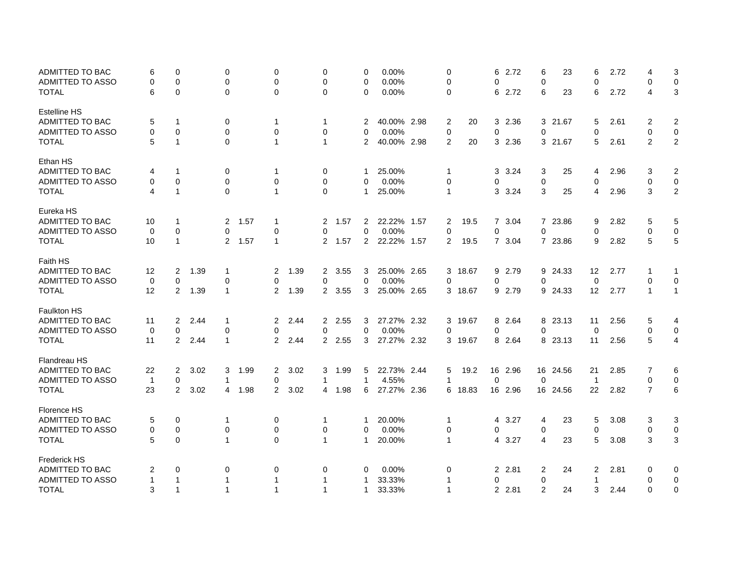| | | | | | | | | | | | | | | | | | | | | | | |
|---|---|---|---|---|---|---|---|---|---|---|---|---|---|---|---|---|---|---|---|---|---|---|
| ADMITTED TO BAC | 6 | 0 | | 0 | | 0 | | 0 | | 0 | 0.00% | | 0 | | 6 | 2.72 | 6 | 23 | 6 | 2.72 | 4 | 3 |
| ADMITTED TO ASSO | 0 | 0 | | 0 | | 0 | | 0 | | 0 | 0.00% | | 0 | | 0 | | 0 | | 0 | | 0 | 0 |
| TOTAL | 6 | 0 | | 0 | | 0 | | 0 | | 0 | 0.00% | | 0 | | 6 | 2.72 | 6 | 23 | 6 | 2.72 | 4 | 3 |
| Estelline HS | | | | | | | | | | | | | | | | | | | | | | |
| ADMITTED TO BAC | 5 | 1 | | 0 | | 1 | | 1 | | 2 | 40.00% | 2.98 | 2 | 20 | 3 | 2.36 | 3 | 21.67 | 5 | 2.61 | 2 | 2 |
| ADMITTED TO ASSO | 0 | 0 | | 0 | | 0 | | 0 | | 0 | 0.00% | | 0 | | 0 | | 0 | | 0 | | 0 | 0 |
| TOTAL | 5 | 1 | | 0 | | 1 | | 1 | | 2 | 40.00% | 2.98 | 2 | 20 | 3 | 2.36 | 3 | 21.67 | 5 | 2.61 | 2 | 2 |
| Ethan HS | | | | | | | | | | | | | | | | | | | | | | |
| ADMITTED TO BAC | 4 | 1 | | 0 | | 1 | | 0 | | 1 | 25.00% | | 1 | | 3 | 3.24 | 3 | 25 | 4 | 2.96 | 3 | 2 |
| ADMITTED TO ASSO | 0 | 0 | | 0 | | 0 | | 0 | | 0 | 0.00% | | 0 | | 0 | | 0 | | 0 | | 0 | 0 |
| TOTAL | 4 | 1 | | 0 | | 1 | | 0 | | 1 | 25.00% | | 1 | | 3 | 3.24 | 3 | 25 | 4 | 2.96 | 3 | 2 |
| Eureka HS | | | | | | | | | | | | | | | | | | | | | | |
| ADMITTED TO BAC | 10 | 1 | | 2 | 1.57 | 1 | | 2 | 1.57 | 2 | 22.22% | 1.57 | 2 | 19.5 | 7 | 3.04 | 7 | 23.86 | 9 | 2.82 | 5 | 5 |
| ADMITTED TO ASSO | 0 | 0 | | 0 | | 0 | | 0 | | 0 | 0.00% | | 0 | | 0 | | 0 | | 0 | | 0 | 0 |
| TOTAL | 10 | 1 | | 2 | 1.57 | 1 | | 2 | 1.57 | 2 | 22.22% | 1.57 | 2 | 19.5 | 7 | 3.04 | 7 | 23.86 | 9 | 2.82 | 5 | 5 |
| Faith HS | | | | | | | | | | | | | | | | | | | | | | |
| ADMITTED TO BAC | 12 | 2 | 1.39 | 1 | | 2 | 1.39 | 2 | 3.55 | 3 | 25.00% | 2.65 | 3 | 18.67 | 9 | 2.79 | 9 | 24.33 | 12 | 2.77 | 1 | 1 |
| ADMITTED TO ASSO | 0 | 0 | | 0 | | 0 | | 0 | | 0 | 0.00% | | 0 | | 0 | | 0 | | 0 | | 0 | 0 |
| TOTAL | 12 | 2 | 1.39 | 1 | | 2 | 1.39 | 2 | 3.55 | 3 | 25.00% | 2.65 | 3 | 18.67 | 9 | 2.79 | 9 | 24.33 | 12 | 2.77 | 1 | 1 |
| Faulkton HS | | | | | | | | | | | | | | | | | | | | | | |
| ADMITTED TO BAC | 11 | 2 | 2.44 | 1 | | 2 | 2.44 | 2 | 2.55 | 3 | 27.27% | 2.32 | 3 | 19.67 | 8 | 2.64 | 8 | 23.13 | 11 | 2.56 | 5 | 4 |
| ADMITTED TO ASSO | 0 | 0 | | 0 | | 0 | | 0 | | 0 | 0.00% | | 0 | | 0 | | 0 | | 0 | | 0 | 0 |
| TOTAL | 11 | 2 | 2.44 | 1 | | 2 | 2.44 | 2 | 2.55 | 3 | 27.27% | 2.32 | 3 | 19.67 | 8 | 2.64 | 8 | 23.13 | 11 | 2.56 | 5 | 4 |
| Flandreau HS | | | | | | | | | | | | | | | | | | | | | | |
| ADMITTED TO BAC | 22 | 2 | 3.02 | 3 | 1.99 | 2 | 3.02 | 3 | 1.99 | 5 | 22.73% | 2.44 | 5 | 19.2 | 16 | 2.96 | 16 | 24.56 | 21 | 2.85 | 7 | 6 |
| ADMITTED TO ASSO | 1 | 0 | | 1 | | 0 | | 1 | | 1 | 4.55% | | 1 | | 0 | | 0 | | 1 | | 0 | 0 |
| TOTAL | 23 | 2 | 3.02 | 4 | 1.98 | 2 | 3.02 | 4 | 1.98 | 6 | 27.27% | 2.36 | 6 | 18.83 | 16 | 2.96 | 16 | 24.56 | 22 | 2.82 | 7 | 6 |
| Florence HS | | | | | | | | | | | | | | | | | | | | | | |
| ADMITTED TO BAC | 5 | 0 | | 1 | | 0 | | 1 | | 1 | 20.00% | | 1 | | 4 | 3.27 | 4 | 23 | 5 | 3.08 | 3 | 3 |
| ADMITTED TO ASSO | 0 | 0 | | 0 | | 0 | | 0 | | 0 | 0.00% | | 0 | | 0 | | 0 | | 0 | | 0 | 0 |
| TOTAL | 5 | 0 | | 1 | | 0 | | 1 | | 1 | 20.00% | | 1 | | 4 | 3.27 | 4 | 23 | 5 | 3.08 | 3 | 3 |
| Frederick HS | | | | | | | | | | | | | | | | | | | | | | |
| ADMITTED TO BAC | 2 | 0 | | 0 | | 0 | | 0 | | 0 | 0.00% | | 0 | | 2 | 2.81 | 2 | 24 | 2 | 2.81 | 0 | 0 |
| ADMITTED TO ASSO | 1 | 1 | | 1 | | 1 | | 1 | | 1 | 33.33% | | 1 | | 0 | | 0 | | 1 | | 0 | 0 |
| TOTAL | 3 | 1 | | 1 | | 1 | | 1 | | 1 | 33.33% | | 1 | | 2 | 2.81 | 2 | 24 | 3 | 2.44 | 0 | 0 |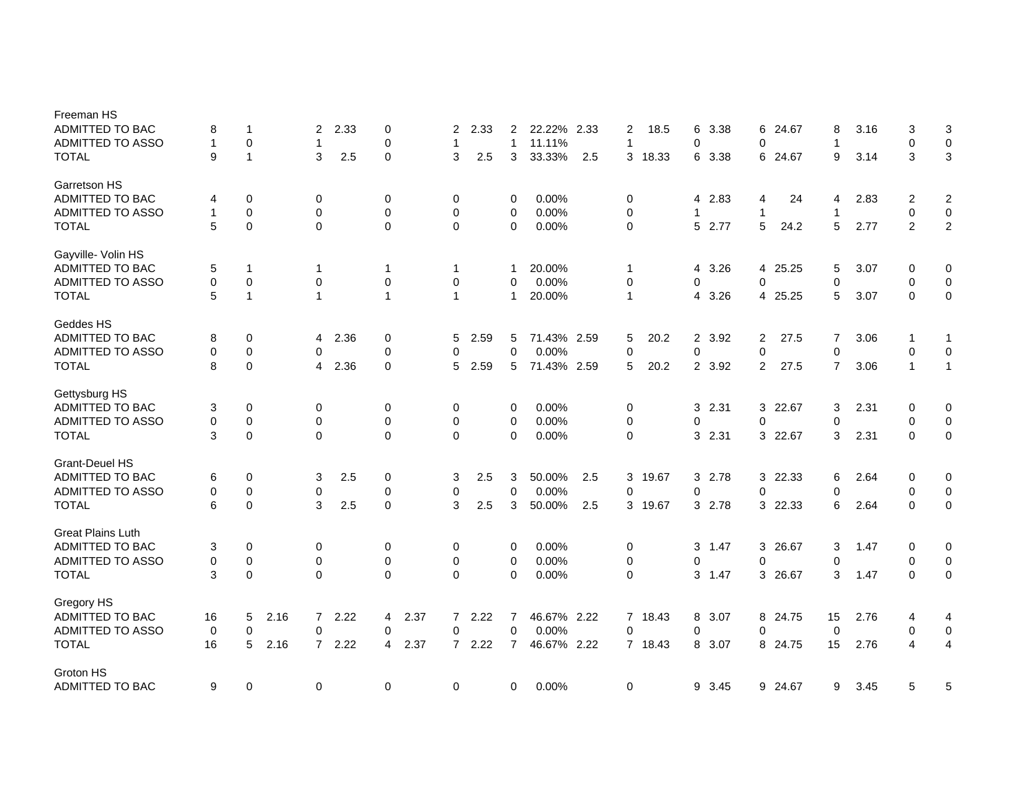| | | | | | | | | | | | | | | | | | | | | | | |
|---|---|---|---|---|---|---|---|---|---|---|---|---|---|---|---|---|---|---|---|---|---|---|
| **Freeman HS** | | | | | | | | | | | | | | | | | | | | | | |
| ADMITTED TO BAC | 8 | 1 | | 2 | 2.33 | 0 | | 2 | 2.33 | 2 | 22.22% | 2.33 | 2 | 18.5 | 6 | 3.38 | 6 | 24.67 | 8 | 3.16 | 3 | 3 |
| ADMITTED TO ASSO | 1 | 0 | | 1 | | 0 | | 1 | | 1 | 11.11% | | 1 | | 0 | | 0 | | 1 | | 0 | 0 |
| TOTAL | 9 | 1 | | 3 | 2.5 | 0 | | 3 | 2.5 | 3 | 33.33% | 2.5 | 3 | 18.33 | 6 | 3.38 | 6 | 24.67 | 9 | 3.14 | 3 | 3 |
| **Garretson HS** | | | | | | | | | | | | | | | | | | | | | | |
| ADMITTED TO BAC | 4 | 0 | | 0 | | 0 | | 0 | | 0 | 0.00% | | 0 | | 4 | 2.83 | 4 | 24 | 4 | 2.83 | 2 | 2 |
| ADMITTED TO ASSO | 1 | 0 | | 0 | | 0 | | 0 | | 0 | 0.00% | | 0 | | 1 | | 1 | | 1 | | 0 | 0 |
| TOTAL | 5 | 0 | | 0 | | 0 | | 0 | | 0 | 0.00% | | 0 | | 5 | 2.77 | 5 | 24.2 | 5 | 2.77 | 2 | 2 |
| **Gayville- Volin HS** | | | | | | | | | | | | | | | | | | | | | | |
| ADMITTED TO BAC | 5 | 1 | | 1 | | 1 | | 1 | | 1 | 20.00% | | 1 | | 4 | 3.26 | 4 | 25.25 | 5 | 3.07 | 0 | 0 |
| ADMITTED TO ASSO | 0 | 0 | | 0 | | 0 | | 0 | | 0 | 0.00% | | 0 | | 0 | | 0 | | 0 | | 0 | 0 |
| TOTAL | 5 | 1 | | 1 | | 1 | | 1 | | 1 | 20.00% | | 1 | | 4 | 3.26 | 4 | 25.25 | 5 | 3.07 | 0 | 0 |
| **Geddes HS** | | | | | | | | | | | | | | | | | | | | | | |
| ADMITTED TO BAC | 8 | 0 | | 4 | 2.36 | 0 | | 5 | 2.59 | 5 | 71.43% | 2.59 | 5 | 20.2 | 2 | 3.92 | 2 | 27.5 | 7 | 3.06 | 1 | 1 |
| ADMITTED TO ASSO | 0 | 0 | | 0 | | 0 | | 0 | | 0 | 0.00% | | 0 | | 0 | | 0 | | 0 | | 0 | 0 |
| TOTAL | 8 | 0 | | 4 | 2.36 | 0 | | 5 | 2.59 | 5 | 71.43% | 2.59 | 5 | 20.2 | 2 | 3.92 | 2 | 27.5 | 7 | 3.06 | 1 | 1 |
| **Gettysburg HS** | | | | | | | | | | | | | | | | | | | | | | |
| ADMITTED TO BAC | 3 | 0 | | 0 | | 0 | | 0 | | 0 | 0.00% | | 0 | | 3 | 2.31 | 3 | 22.67 | 3 | 2.31 | 0 | 0 |
| ADMITTED TO ASSO | 0 | 0 | | 0 | | 0 | | 0 | | 0 | 0.00% | | 0 | | 0 | | 0 | | 0 | | 0 | 0 |
| TOTAL | 3 | 0 | | 0 | | 0 | | 0 | | 0 | 0.00% | | 0 | | 3 | 2.31 | 3 | 22.67 | 3 | 2.31 | 0 | 0 |
| **Grant-Deuel HS** | | | | | | | | | | | | | | | | | | | | | | |
| ADMITTED TO BAC | 6 | 0 | | 3 | 2.5 | 0 | | 3 | 2.5 | 3 | 50.00% | 2.5 | 3 | 19.67 | 3 | 2.78 | 3 | 22.33 | 6 | 2.64 | 0 | 0 |
| ADMITTED TO ASSO | 0 | 0 | | 0 | | 0 | | 0 | | 0 | 0.00% | | 0 | | 0 | | 0 | | 0 | | 0 | 0 |
| TOTAL | 6 | 0 | | 3 | 2.5 | 0 | | 3 | 2.5 | 3 | 50.00% | 2.5 | 3 | 19.67 | 3 | 2.78 | 3 | 22.33 | 6 | 2.64 | 0 | 0 |
| **Great Plains Luth** | | | | | | | | | | | | | | | | | | | | | | |
| ADMITTED TO BAC | 3 | 0 | | 0 | | 0 | | 0 | | 0 | 0.00% | | 0 | | 3 | 1.47 | 3 | 26.67 | 3 | 1.47 | 0 | 0 |
| ADMITTED TO ASSO | 0 | 0 | | 0 | | 0 | | 0 | | 0 | 0.00% | | 0 | | 0 | | 0 | | 0 | | 0 | 0 |
| TOTAL | 3 | 0 | | 0 | | 0 | | 0 | | 0 | 0.00% | | 0 | | 3 | 1.47 | 3 | 26.67 | 3 | 1.47 | 0 | 0 |
| **Gregory HS** | | | | | | | | | | | | | | | | | | | | | | |
| ADMITTED TO BAC | 16 | 5 | 2.16 | 7 | 2.22 | 4 | 2.37 | 7 | 2.22 | 7 | 46.67% | 2.22 | 7 | 18.43 | 8 | 3.07 | 8 | 24.75 | 15 | 2.76 | 4 | 4 |
| ADMITTED TO ASSO | 0 | 0 | | 0 | | 0 | | 0 | | 0 | 0.00% | | 0 | | 0 | | 0 | | 0 | | 0 | 0 |
| TOTAL | 16 | 5 | 2.16 | 7 | 2.22 | 4 | 2.37 | 7 | 2.22 | 7 | 46.67% | 2.22 | 7 | 18.43 | 8 | 3.07 | 8 | 24.75 | 15 | 2.76 | 4 | 4 |
| **Groton HS** | | | | | | | | | | | | | | | | | | | | | | |
| ADMITTED TO BAC | 9 | 0 | | 0 | | 0 | | 0 | | 0 | 0.00% | | 0 | | 9 | 3.45 | 9 | 24.67 | 9 | 3.45 | 5 | 5 |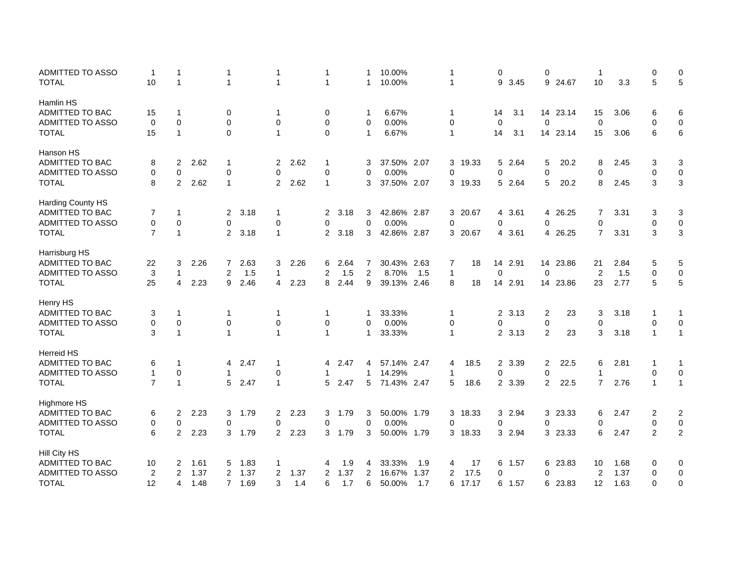| | | | | | | | | | | | | | | | | | | | | | | |
|---|---|---|---|---|---|---|---|---|---|---|---|---|---|---|---|---|---|---|---|---|---|---|
| ADMITTED TO ASSO | 1 | 1 | | 1 | | 1 | | 1 | | 1 | 10.00% | | 1 | | 0 | | 0 | | 1 | | 0 | 0 |
| TOTAL | 10 | 1 | | 1 | | 1 | | 1 | | 1 | 10.00% | | 1 | | 9 | 3.45 | 9 | 24.67 | 10 | 3.3 | 5 | 5 |
| Hamlin HS | | | | | | | | | | | | | | | | | | | | | | |
| ADMITTED TO BAC | 15 | 1 | | 0 | | 1 | | 0 | | 1 | 6.67% | | 1 | | 14 | 3.1 | 14 | 23.14 | 15 | 3.06 | 6 | 6 |
| ADMITTED TO ASSO | 0 | 0 | | 0 | | 0 | | 0 | | 0 | 0.00% | | 0 | | 0 | | 0 | | 0 | | 0 | 0 |
| TOTAL | 15 | 1 | | 0 | | 1 | | 0 | | 1 | 6.67% | | 1 | | 14 | 3.1 | 14 | 23.14 | 15 | 3.06 | 6 | 6 |
| Hanson HS | | | | | | | | | | | | | | | | | | | | | | |
| ADMITTED TO BAC | 8 | 2 | 2.62 | 1 | | 2 | 2.62 | 1 | | 3 | 37.50% | 2.07 | 3 | 19.33 | 5 | 2.64 | 5 | 20.2 | 8 | 2.45 | 3 | 3 |
| ADMITTED TO ASSO | 0 | 0 | | 0 | | 0 | | 0 | | 0 | 0.00% | | 0 | | 0 | | 0 | | 0 | | 0 | 0 |
| TOTAL | 8 | 2 | 2.62 | 1 | | 2 | 2.62 | 1 | | 3 | 37.50% | 2.07 | 3 | 19.33 | 5 | 2.64 | 5 | 20.2 | 8 | 2.45 | 3 | 3 |
| Harding County HS | | | | | | | | | | | | | | | | | | | | | | |
| ADMITTED TO BAC | 7 | 1 | | 2 | 3.18 | 1 | | 2 | 3.18 | 3 | 42.86% | 2.87 | 3 | 20.67 | 4 | 3.61 | 4 | 26.25 | 7 | 3.31 | 3 | 3 |
| ADMITTED TO ASSO | 0 | 0 | | 0 | | 0 | | 0 | | 0 | 0.00% | | 0 | | 0 | | 0 | | 0 | | 0 | 0 |
| TOTAL | 7 | 1 | | 2 | 3.18 | 1 | | 2 | 3.18 | 3 | 42.86% | 2.87 | 3 | 20.67 | 4 | 3.61 | 4 | 26.25 | 7 | 3.31 | 3 | 3 |
| Harrisburg HS | | | | | | | | | | | | | | | | | | | | | | |
| ADMITTED TO BAC | 22 | 3 | 2.26 | 7 | 2.63 | 3 | 2.26 | 6 | 2.64 | 7 | 30.43% | 2.63 | 7 | 18 | 14 | 2.91 | 14 | 23.86 | 21 | 2.84 | 5 | 5 |
| ADMITTED TO ASSO | 3 | 1 | | 2 | 1.5 | 1 | | 2 | 1.5 | 2 | 8.70% | 1.5 | 1 | | 0 | | 0 | | 2 | 1.5 | 0 | 0 |
| TOTAL | 25 | 4 | 2.23 | 9 | 2.46 | 4 | 2.23 | 8 | 2.44 | 9 | 39.13% | 2.46 | 8 | 18 | 14 | 2.91 | 14 | 23.86 | 23 | 2.77 | 5 | 5 |
| Henry HS | | | | | | | | | | | | | | | | | | | | | | |
| ADMITTED TO BAC | 3 | 1 | | 1 | | 1 | | 1 | | 1 | 33.33% | | 1 | | 2 | 3.13 | 2 | 23 | 3 | 3.18 | 1 | 1 |
| ADMITTED TO ASSO | 0 | 0 | | 0 | | 0 | | 0 | | 0 | 0.00% | | 0 | | 0 | | 0 | | 0 | | 0 | 0 |
| TOTAL | 3 | 1 | | 1 | | 1 | | 1 | | 1 | 33.33% | | 1 | | 2 | 3.13 | 2 | 23 | 3 | 3.18 | 1 | 1 |
| Herreid HS | | | | | | | | | | | | | | | | | | | | | | |
| ADMITTED TO BAC | 6 | 1 | | 4 | 2.47 | 1 | | 4 | 2.47 | 4 | 57.14% | 2.47 | 4 | 18.5 | 2 | 3.39 | 2 | 22.5 | 6 | 2.81 | 1 | 1 |
| ADMITTED TO ASSO | 1 | 0 | | 1 | | 0 | | 1 | | 1 | 14.29% | | 1 | | 0 | | 0 | | 1 | | 0 | 0 |
| TOTAL | 7 | 1 | | 5 | 2.47 | 1 | | 5 | 2.47 | 5 | 71.43% | 2.47 | 5 | 18.6 | 2 | 3.39 | 2 | 22.5 | 7 | 2.76 | 1 | 1 |
| Highmore HS | | | | | | | | | | | | | | | | | | | | | | |
| ADMITTED TO BAC | 6 | 2 | 2.23 | 3 | 1.79 | 2 | 2.23 | 3 | 1.79 | 3 | 50.00% | 1.79 | 3 | 18.33 | 3 | 2.94 | 3 | 23.33 | 6 | 2.47 | 2 | 2 |
| ADMITTED TO ASSO | 0 | 0 | | 0 | | 0 | | 0 | | 0 | 0.00% | | 0 | | 0 | | 0 | | 0 | | 0 | 0 |
| TOTAL | 6 | 2 | 2.23 | 3 | 1.79 | 2 | 2.23 | 3 | 1.79 | 3 | 50.00% | 1.79 | 3 | 18.33 | 3 | 2.94 | 3 | 23.33 | 6 | 2.47 | 2 | 2 |
| Hill City HS | | | | | | | | | | | | | | | | | | | | | | |
| ADMITTED TO BAC | 10 | 2 | 1.61 | 5 | 1.83 | 1 | | 4 | 1.9 | 4 | 33.33% | 1.9 | 4 | 17 | 6 | 1.57 | 6 | 23.83 | 10 | 1.68 | 0 | 0 |
| ADMITTED TO ASSO | 2 | 2 | 1.37 | 2 | 1.37 | 2 | 1.37 | 2 | 1.37 | 2 | 16.67% | 1.37 | 2 | 17.5 | 0 | | 0 | | 2 | 1.37 | 0 | 0 |
| TOTAL | 12 | 4 | 1.48 | 7 | 1.69 | 3 | 1.4 | 6 | 1.7 | 6 | 50.00% | 1.7 | 6 | 17.17 | 6 | 1.57 | 6 | 23.83 | 12 | 1.63 | 0 | 0 |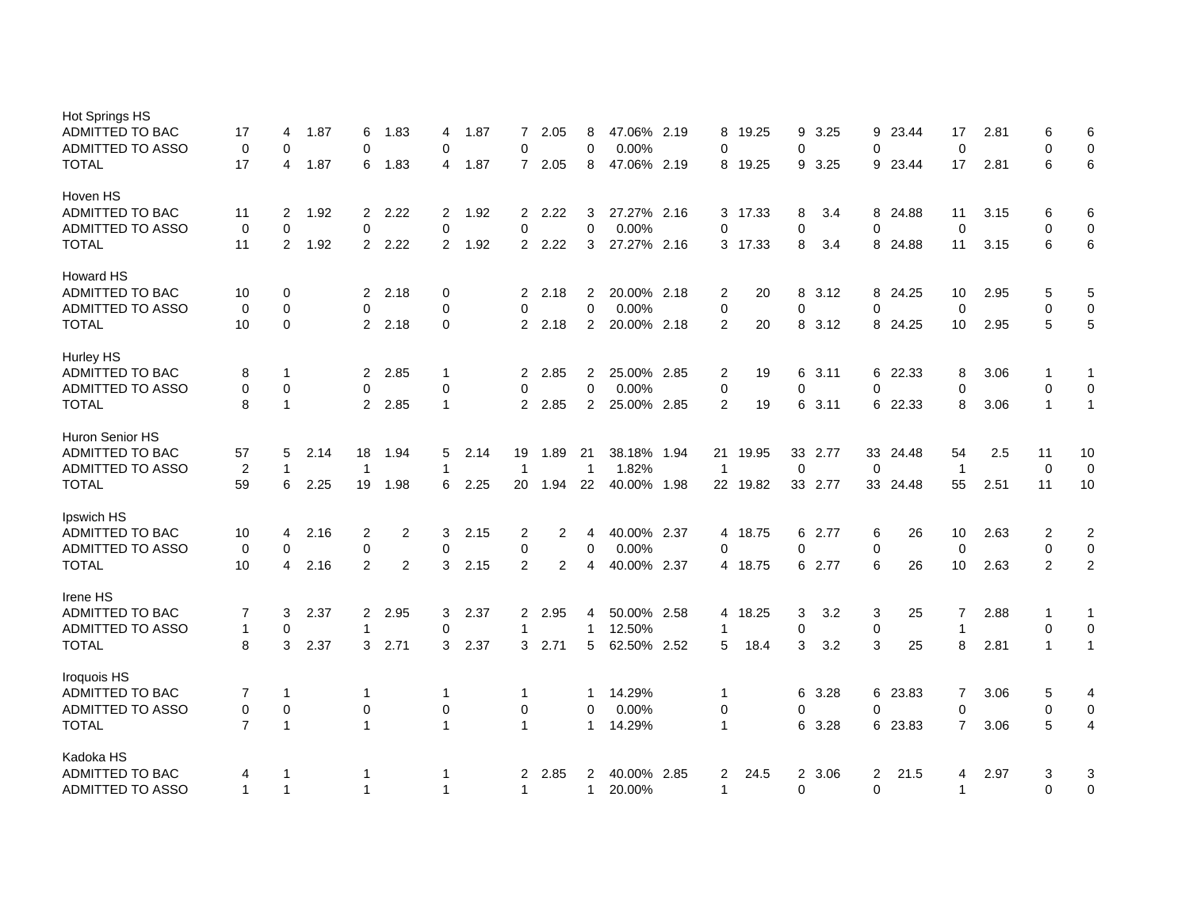| | | | | | | | | | | | | | | | | | | | | | | |
|---|---|---|---|---|---|---|---|---|---|---|---|---|---|---|---|---|---|---|---|---|---|---|
| Hot Springs HS | | | | | | | | | | | | | | | | | | | | | | |
| ADMITTED TO BAC | 17 | 4 | 1.87 | 6 | 1.83 | 4 | 1.87 | 7 | 2.05 | 8 | 47.06% | 2.19 | 8 | 19.25 | 9 | 3.25 | 9 | 23.44 | 17 | 2.81 | 6 | 6 |
| ADMITTED TO ASSO | 0 | 0 | | 0 | | 0 | | 0 | | 0 | 0.00% | | 0 | | 0 | | 0 | | 0 | | 0 | 0 |
| TOTAL | 17 | 4 | 1.87 | 6 | 1.83 | 4 | 1.87 | 7 | 2.05 | 8 | 47.06% | 2.19 | 8 | 19.25 | 9 | 3.25 | 9 | 23.44 | 17 | 2.81 | 6 | 6 |
| Hoven HS | | | | | | | | | | | | | | | | | | | | | | |
| ADMITTED TO BAC | 11 | 2 | 1.92 | 2 | 2.22 | 2 | 1.92 | 2 | 2.22 | 3 | 27.27% | 2.16 | 3 | 17.33 | 8 | 3.4 | 8 | 24.88 | 11 | 3.15 | 6 | 6 |
| ADMITTED TO ASSO | 0 | 0 | | 0 | | 0 | | 0 | | 0 | 0.00% | | 0 | | 0 | | 0 | | 0 | | 0 | 0 |
| TOTAL | 11 | 2 | 1.92 | 2 | 2.22 | 2 | 1.92 | 2 | 2.22 | 3 | 27.27% | 2.16 | 3 | 17.33 | 8 | 3.4 | 8 | 24.88 | 11 | 3.15 | 6 | 6 |
| Howard HS | | | | | | | | | | | | | | | | | | | | | | |
| ADMITTED TO BAC | 10 | 0 | | 2 | 2.18 | 0 | | 2 | 2.18 | 2 | 20.00% | 2.18 | 2 | 20 | 8 | 3.12 | 8 | 24.25 | 10 | 2.95 | 5 | 5 |
| ADMITTED TO ASSO | 0 | 0 | | 0 | | 0 | | 0 | | 0 | 0.00% | | 0 | | 0 | | 0 | | 0 | | 0 | 0 |
| TOTAL | 10 | 0 | | 2 | 2.18 | 0 | | 2 | 2.18 | 2 | 20.00% | 2.18 | 2 | 20 | 8 | 3.12 | 8 | 24.25 | 10 | 2.95 | 5 | 5 |
| Hurley HS | | | | | | | | | | | | | | | | | | | | | | |
| ADMITTED TO BAC | 8 | 1 | | 2 | 2.85 | 1 | | 2 | 2.85 | 2 | 25.00% | 2.85 | 2 | 19 | 6 | 3.11 | 6 | 22.33 | 8 | 3.06 | 1 | 1 |
| ADMITTED TO ASSO | 0 | 0 | | 0 | | 0 | | 0 | | 0 | 0.00% | | 0 | | 0 | | 0 | | 0 | | 0 | 0 |
| TOTAL | 8 | 1 | | 2 | 2.85 | 1 | | 2 | 2.85 | 2 | 25.00% | 2.85 | 2 | 19 | 6 | 3.11 | 6 | 22.33 | 8 | 3.06 | 1 | 1 |
| Huron Senior HS | | | | | | | | | | | | | | | | | | | | | | |
| ADMITTED TO BAC | 57 | 5 | 2.14 | 18 | 1.94 | 5 | 2.14 | 19 | 1.89 | 21 | 38.18% | 1.94 | 21 | 19.95 | 33 | 2.77 | 33 | 24.48 | 54 | 2.5 | 11 | 10 |
| ADMITTED TO ASSO | 2 | 1 | | 1 | | 1 | | 1 | | 1 | 1.82% | | 1 | | 0 | | 0 | | 1 | | 0 | 0 |
| TOTAL | 59 | 6 | 2.25 | 19 | 1.98 | 6 | 2.25 | 20 | 1.94 | 22 | 40.00% | 1.98 | 22 | 19.82 | 33 | 2.77 | 33 | 24.48 | 55 | 2.51 | 11 | 10 |
| Ipswich HS | | | | | | | | | | | | | | | | | | | | | | |
| ADMITTED TO BAC | 10 | 4 | 2.16 | 2 | 2 | 3 | 2.15 | 2 | 2 | 4 | 40.00% | 2.37 | 4 | 18.75 | 6 | 2.77 | 6 | 26 | 10 | 2.63 | 2 | 2 |
| ADMITTED TO ASSO | 0 | 0 | | 0 | | 0 | | 0 | | 0 | 0.00% | | 0 | | 0 | | 0 | | 0 | | 0 | 0 |
| TOTAL | 10 | 4 | 2.16 | 2 | 2 | 3 | 2.15 | 2 | 2 | 4 | 40.00% | 2.37 | 4 | 18.75 | 6 | 2.77 | 6 | 26 | 10 | 2.63 | 2 | 2 |
| Irene HS | | | | | | | | | | | | | | | | | | | | | | |
| ADMITTED TO BAC | 7 | 3 | 2.37 | 2 | 2.95 | 3 | 2.37 | 2 | 2.95 | 4 | 50.00% | 2.58 | 4 | 18.25 | 3 | 3.2 | 3 | 25 | 7 | 2.88 | 1 | 1 |
| ADMITTED TO ASSO | 1 | 0 | | 1 | | 0 | | 1 | | 1 | 12.50% | | 1 | | 0 | | 0 | | 1 | | 0 | 0 |
| TOTAL | 8 | 3 | 2.37 | 3 | 2.71 | 3 | 2.37 | 3 | 2.71 | 5 | 62.50% | 2.52 | 5 | 18.4 | 3 | 3.2 | 3 | 25 | 8 | 2.81 | 1 | 1 |
| Iroquois HS | | | | | | | | | | | | | | | | | | | | | | |
| ADMITTED TO BAC | 7 | 1 | | 1 | | 1 | | 1 | | 1 | 14.29% | | 1 | | 6 | 3.28 | 6 | 23.83 | 7 | 3.06 | 5 | 4 |
| ADMITTED TO ASSO | 0 | 0 | | 0 | | 0 | | 0 | | 0 | 0.00% | | 0 | | 0 | | 0 | | 0 | | 0 | 0 |
| TOTAL | 7 | 1 | | 1 | | 1 | | 1 | | 1 | 14.29% | | 1 | | 6 | 3.28 | 6 | 23.83 | 7 | 3.06 | 5 | 4 |
| Kadoka HS | | | | | | | | | | | | | | | | | | | | | | |
| ADMITTED TO BAC | 4 | 1 | | 1 | | 1 | | 2 | 2.85 | 2 | 40.00% | 2.85 | 2 | 24.5 | 2 | 3.06 | 2 | 21.5 | 4 | 2.97 | 3 | 3 |
| ADMITTED TO ASSO | 1 | 1 | | 1 | | 1 | | 1 | | 1 | 20.00% | | 1 | | 0 | | 0 | | 1 | | 0 | 0 |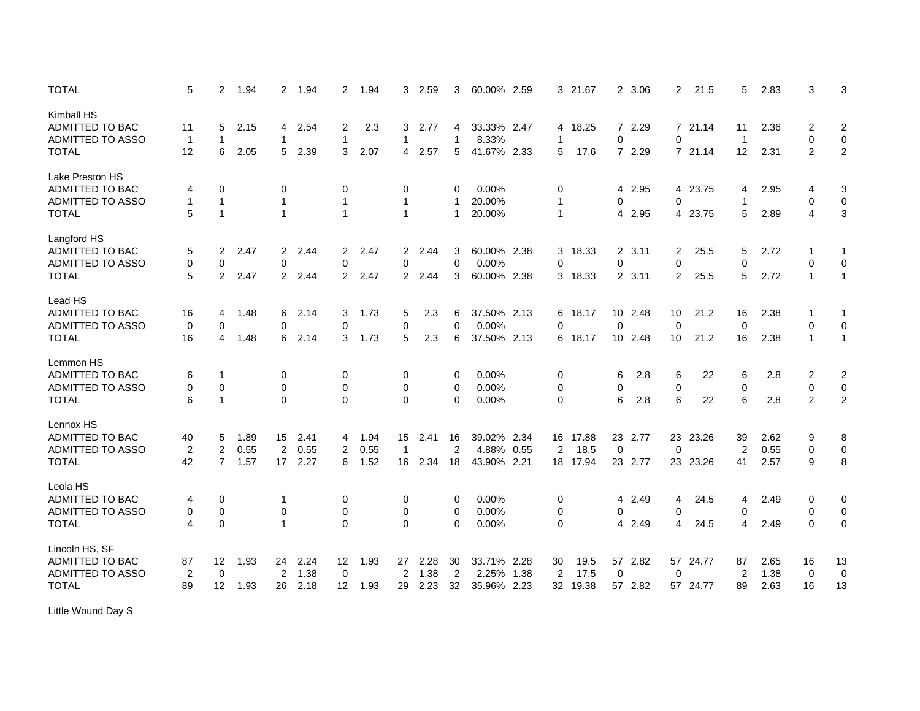| | | | | | | | | | | | | | | | | | | | | | |
|---|---|---|---|---|---|---|---|---|---|---|---|---|---|---|---|---|---|---|---|---|---|
| TOTAL | 5 | 2 | 1.94 | 2 | 1.94 | 2 | 1.94 | 3 | 2.59 | 3 | 60.00% | 2.59 | 3 | 21.67 | 2 | 3.06 | 2 | 21.5 | 5 | 2.83 | 3 | 3 |
| | | | | | | | | | | | | | | | | | | | | | |
| Kimball HS | | | | | | | | | | | | | | | | | | | | | |
| ADMITTED TO BAC | 11 | 5 | 2.15 | 4 | 2.54 | 2 | 2.3 | 3 | 2.77 | 4 | 33.33% | 2.47 | 4 | 18.25 | 7 | 2.29 | 7 | 21.14 | 11 | 2.36 | 2 | 2 |
| ADMITTED TO ASSO | 1 | 1 | | 1 | | 1 | | 1 | | 1 | 8.33% | | 1 | | 0 | | 0 | | 1 | | 0 | 0 |
| TOTAL | 12 | 6 | 2.05 | 5 | 2.39 | 3 | 2.07 | 4 | 2.57 | 5 | 41.67% | 2.33 | 5 | 17.6 | 7 | 2.29 | 7 | 21.14 | 12 | 2.31 | 2 | 2 |
| | | | | | | | | | | | | | | | | | | | | | |
| Lake Preston HS | | | | | | | | | | | | | | | | | | | | | |
| ADMITTED TO BAC | 4 | 0 | | 0 | | 0 | | 0 | | 0 | 0.00% | | 0 | | 4 | 2.95 | 4 | 23.75 | 4 | 2.95 | 4 | 3 |
| ADMITTED TO ASSO | 1 | 1 | | 1 | | 1 | | 1 | | 1 | 20.00% | | 1 | | 0 | | 0 | | 1 | | 0 | 0 |
| TOTAL | 5 | 1 | | 1 | | 1 | | 1 | | 1 | 20.00% | | 1 | | 4 | 2.95 | 4 | 23.75 | 5 | 2.89 | 4 | 3 |
| | | | | | | | | | | | | | | | | | | | | | |
| Langford HS | | | | | | | | | | | | | | | | | | | | | |
| ADMITTED TO BAC | 5 | 2 | 2.47 | 2 | 2.44 | 2 | 2.47 | 2 | 2.44 | 3 | 60.00% | 2.38 | 3 | 18.33 | 2 | 3.11 | 2 | 25.5 | 5 | 2.72 | 1 | 1 |
| ADMITTED TO ASSO | 0 | 0 | | 0 | | 0 | | 0 | | 0 | 0.00% | | 0 | | 0 | | 0 | | 0 | | 0 | 0 |
| TOTAL | 5 | 2 | 2.47 | 2 | 2.44 | 2 | 2.47 | 2 | 2.44 | 3 | 60.00% | 2.38 | 3 | 18.33 | 2 | 3.11 | 2 | 25.5 | 5 | 2.72 | 1 | 1 |
| | | | | | | | | | | | | | | | | | | | | | |
| Lead HS | | | | | | | | | | | | | | | | | | | | | |
| ADMITTED TO BAC | 16 | 4 | 1.48 | 6 | 2.14 | 3 | 1.73 | 5 | 2.3 | 6 | 37.50% | 2.13 | 6 | 18.17 | 10 | 2.48 | 10 | 21.2 | 16 | 2.38 | 1 | 1 |
| ADMITTED TO ASSO | 0 | 0 | | 0 | | 0 | | 0 | | 0 | 0.00% | | 0 | | 0 | | 0 | | 0 | | 0 | 0 |
| TOTAL | 16 | 4 | 1.48 | 6 | 2.14 | 3 | 1.73 | 5 | 2.3 | 6 | 37.50% | 2.13 | 6 | 18.17 | 10 | 2.48 | 10 | 21.2 | 16 | 2.38 | 1 | 1 |
| | | | | | | | | | | | | | | | | | | | | | |
| Lemmon HS | | | | | | | | | | | | | | | | | | | | | |
| ADMITTED TO BAC | 6 | 1 | | 0 | | 0 | | 0 | | 0 | 0.00% | | 0 | | 6 | 2.8 | 6 | 22 | 6 | 2.8 | 2 | 2 |
| ADMITTED TO ASSO | 0 | 0 | | 0 | | 0 | | 0 | | 0 | 0.00% | | 0 | | 0 | | 0 | | 0 | | 0 | 0 |
| TOTAL | 6 | 1 | | 0 | | 0 | | 0 | | 0 | 0.00% | | 0 | | 6 | 2.8 | 6 | 22 | 6 | 2.8 | 2 | 2 |
| | | | | | | | | | | | | | | | | | | | | | |
| Lennox HS | | | | | | | | | | | | | | | | | | | | | |
| ADMITTED TO BAC | 40 | 5 | 1.89 | 15 | 2.41 | 4 | 1.94 | 15 | 2.41 | 16 | 39.02% | 2.34 | 16 | 17.88 | 23 | 2.77 | 23 | 23.26 | 39 | 2.62 | 9 | 8 |
| ADMITTED TO ASSO | 2 | 2 | 0.55 | 2 | 0.55 | 2 | 0.55 | 1 | | 2 | 4.88% | 0.55 | 2 | 18.5 | 0 | | 0 | | 2 | 0.55 | 0 | 0 |
| TOTAL | 42 | 7 | 1.57 | 17 | 2.27 | 6 | 1.52 | 16 | 2.34 | 18 | 43.90% | 2.21 | 18 | 17.94 | 23 | 2.77 | 23 | 23.26 | 41 | 2.57 | 9 | 8 |
| | | | | | | | | | | | | | | | | | | | | | |
| Leola HS | | | | | | | | | | | | | | | | | | | | | |
| ADMITTED TO BAC | 4 | 0 | | 1 | | 0 | | 0 | | 0 | 0.00% | | 0 | | 4 | 2.49 | 4 | 24.5 | 4 | 2.49 | 0 | 0 |
| ADMITTED TO ASSO | 0 | 0 | | 0 | | 0 | | 0 | | 0 | 0.00% | | 0 | | 0 | | 0 | | 0 | | 0 | 0 |
| TOTAL | 4 | 0 | | 1 | | 0 | | 0 | | 0 | 0.00% | | 0 | | 4 | 2.49 | 4 | 24.5 | 4 | 2.49 | 0 | 0 |
| | | | | | | | | | | | | | | | | | | | | | |
| Lincoln HS, SF | | | | | | | | | | | | | | | | | | | | | |
| ADMITTED TO BAC | 87 | 12 | 1.93 | 24 | 2.24 | 12 | 1.93 | 27 | 2.28 | 30 | 33.71% | 2.28 | 30 | 19.5 | 57 | 2.82 | 57 | 24.77 | 87 | 2.65 | 16 | 13 |
| ADMITTED TO ASSO | 2 | 0 | | 2 | 1.38 | 0 | | 2 | 1.38 | 2 | 2.25% | 1.38 | 2 | 17.5 | 0 | | 0 | | 2 | 1.38 | 0 | 0 |
| TOTAL | 89 | 12 | 1.93 | 26 | 2.18 | 12 | 1.93 | 29 | 2.23 | 32 | 35.96% | 2.23 | 32 | 19.38 | 57 | 2.82 | 57 | 24.77 | 89 | 2.63 | 16 | 13 |
| | | | | | | | | | | | | | | | | | | | | | |
| Little Wound Day S | | | | | | | | | | | | | | | | | | | | | |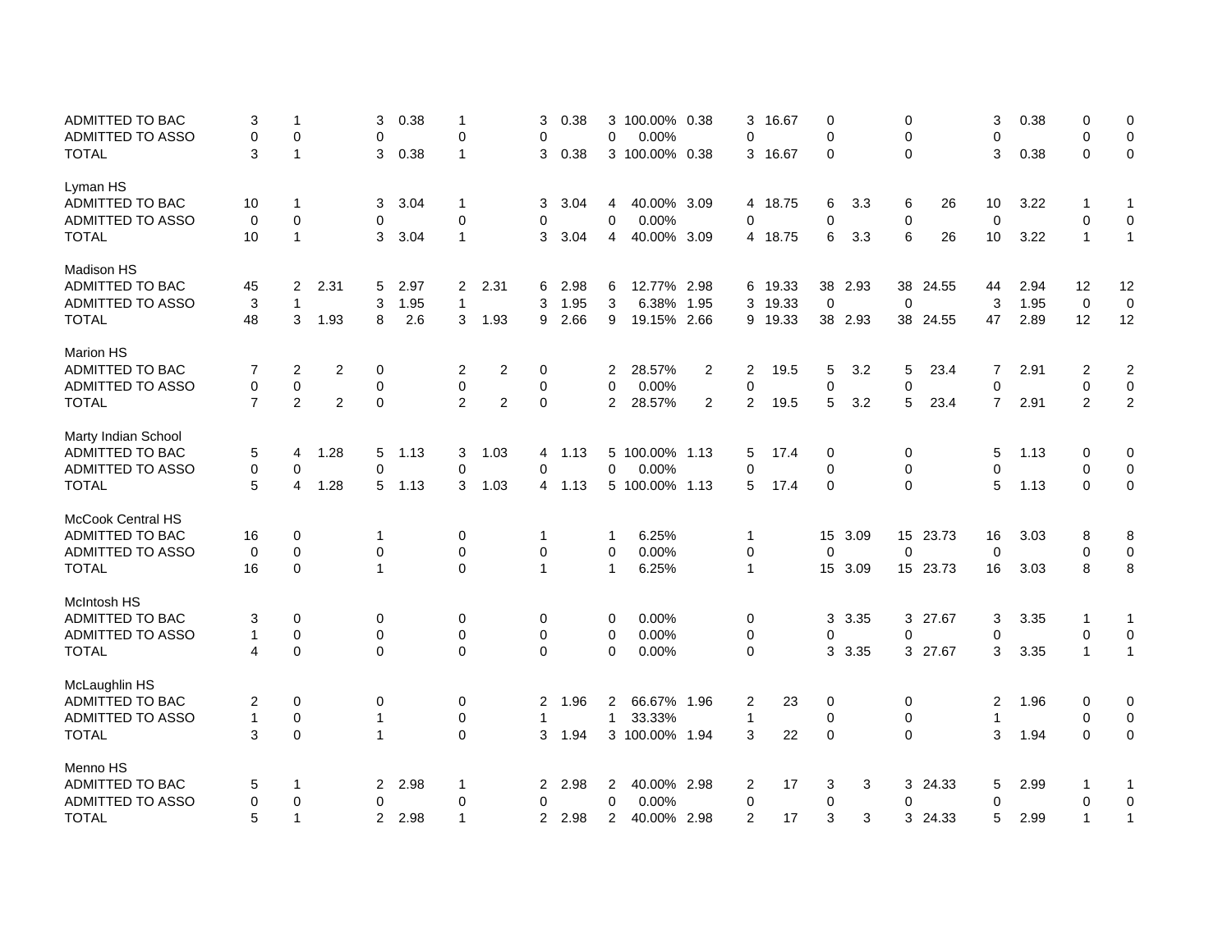| | | | | | | | | | | | | | | | | | | | | | | |
|---|---|---|---|---|---|---|---|---|---|---|---|---|---|---|---|---|---|---|---|---|---|---|
| ADMITTED TO BAC | 3 | 1 | | 3 | 0.38 | 1 | | 3 | 0.38 | 3 | 100.00% | 0.38 | 3 | 16.67 | 0 | | 0 | | 3 | 0.38 | 0 | 0 |
| ADMITTED TO ASSO | 0 | 0 | | 0 | | 0 | | 0 | | 0 | 0.00% | | 0 | | 0 | | 0 | | 0 | | 0 | 0 |
| TOTAL | 3 | 1 | | 3 | 0.38 | 1 | | 3 | 0.38 | 3 | 100.00% | 0.38 | 3 | 16.67 | 0 | | 0 | | 3 | 0.38 | 0 | 0 |
| | | | | | | | | | | | | | | | | | | | | | | |
| Lyman HS | | | | | | | | | | | | | | | | | | | | | | |
| ADMITTED TO BAC | 10 | 1 | | 3 | 3.04 | 1 | | 3 | 3.04 | 4 | 40.00% | 3.09 | 4 | 18.75 | 6 | 3.3 | 6 | 26 | 10 | 3.22 | 1 | 1 |
| ADMITTED TO ASSO | 0 | 0 | | 0 | | 0 | | 0 | | 0 | 0.00% | | 0 | | 0 | | 0 | | 0 | | 0 | 0 |
| TOTAL | 10 | 1 | | 3 | 3.04 | 1 | | 3 | 3.04 | 4 | 40.00% | 3.09 | 4 | 18.75 | 6 | 3.3 | 6 | 26 | 10 | 3.22 | 1 | 1 |
| | | | | | | | | | | | | | | | | | | | | | | |
| Madison HS | | | | | | | | | | | | | | | | | | | | | | |
| ADMITTED TO BAC | 45 | 2 | 2.31 | 5 | 2.97 | 2 | 2.31 | 6 | 2.98 | 6 | 12.77% | 2.98 | 6 | 19.33 | 38 | 2.93 | 38 | 24.55 | 44 | 2.94 | 12 | 12 |
| ADMITTED TO ASSO | 3 | 1 | | 3 | 1.95 | 1 | | 3 | 1.95 | 3 | 6.38% | 1.95 | 3 | 19.33 | 0 | | 0 | | 3 | 1.95 | 0 | 0 |
| TOTAL | 48 | 3 | 1.93 | 8 | 2.6 | 3 | 1.93 | 9 | 2.66 | 9 | 19.15% | 2.66 | 9 | 19.33 | 38 | 2.93 | 38 | 24.55 | 47 | 2.89 | 12 | 12 |
| | | | | | | | | | | | | | | | | | | | | | | |
| Marion HS | | | | | | | | | | | | | | | | | | | | | | |
| ADMITTED TO BAC | 7 | 2 | 2 | 0 | | 2 | 2 | 0 | | 2 | 28.57% | 2 | 2 | 19.5 | 5 | 3.2 | 5 | 23.4 | 7 | 2.91 | 2 | 2 |
| ADMITTED TO ASSO | 0 | 0 | | 0 | | 0 | | 0 | | 0 | 0.00% | | 0 | | 0 | | 0 | | 0 | | 0 | 0 |
| TOTAL | 7 | 2 | 2 | 0 | | 2 | 2 | 0 | | 2 | 28.57% | 2 | 2 | 19.5 | 5 | 3.2 | 5 | 23.4 | 7 | 2.91 | 2 | 2 |
| | | | | | | | | | | | | | | | | | | | | | | |
| Marty Indian School | | | | | | | | | | | | | | | | | | | | | | |
| ADMITTED TO BAC | 5 | 4 | 1.28 | 5 | 1.13 | 3 | 1.03 | 4 | 1.13 | 5 | 100.00% | 1.13 | 5 | 17.4 | 0 | | 0 | | 5 | 1.13 | 0 | 0 |
| ADMITTED TO ASSO | 0 | 0 | | 0 | | 0 | | 0 | | 0 | 0.00% | | 0 | | 0 | | 0 | | 0 | | 0 | 0 |
| TOTAL | 5 | 4 | 1.28 | 5 | 1.13 | 3 | 1.03 | 4 | 1.13 | 5 | 100.00% | 1.13 | 5 | 17.4 | 0 | | 0 | | 5 | 1.13 | 0 | 0 |
| | | | | | | | | | | | | | | | | | | | | | | |
| McCook Central HS | | | | | | | | | | | | | | | | | | | | | | |
| ADMITTED TO BAC | 16 | 0 | | 1 | | 0 | | 1 | | 1 | 6.25% | | 1 | | 15 | 3.09 | 15 | 23.73 | 16 | 3.03 | 8 | 8 |
| ADMITTED TO ASSO | 0 | 0 | | 0 | | 0 | | 0 | | 0 | 0.00% | | 0 | | 0 | | 0 | | 0 | | 0 | 0 |
| TOTAL | 16 | 0 | | 1 | | 0 | | 1 | | 1 | 6.25% | | 1 | | 15 | 3.09 | 15 | 23.73 | 16 | 3.03 | 8 | 8 |
| | | | | | | | | | | | | | | | | | | | | | | |
| McIntosh HS | | | | | | | | | | | | | | | | | | | | | | |
| ADMITTED TO BAC | 3 | 0 | | 0 | | 0 | | 0 | | 0 | 0.00% | | 0 | | 3 | 3.35 | 3 | 27.67 | 3 | 3.35 | 1 | 1 |
| ADMITTED TO ASSO | 1 | 0 | | 0 | | 0 | | 0 | | 0 | 0.00% | | 0 | | 0 | | 0 | | 0 | | 0 | 0 |
| TOTAL | 4 | 0 | | 0 | | 0 | | 0 | | 0 | 0.00% | | 0 | | 3 | 3.35 | 3 | 27.67 | 3 | 3.35 | 1 | 1 |
| | | | | | | | | | | | | | | | | | | | | | | |
| McLaughlin HS | | | | | | | | | | | | | | | | | | | | | | |
| ADMITTED TO BAC | 2 | 0 | | 0 | | 0 | | 2 | 1.96 | 2 | 66.67% | 1.96 | 2 | 23 | 0 | | 0 | | 2 | 1.96 | 0 | 0 |
| ADMITTED TO ASSO | 1 | 0 | | 1 | | 0 | | 1 | | 1 | 33.33% | | 1 | | 0 | | 0 | | 1 | | 0 | 0 |
| TOTAL | 3 | 0 | | 1 | | 0 | | 3 | 1.94 | 3 | 100.00% | 1.94 | 3 | 22 | 0 | | 0 | | 3 | 1.94 | 0 | 0 |
| | | | | | | | | | | | | | | | | | | | | | | |
| Menno HS | | | | | | | | | | | | | | | | | | | | | | |
| ADMITTED TO BAC | 5 | 1 | | 2 | 2.98 | 1 | | 2 | 2.98 | 2 | 40.00% | 2.98 | 2 | 17 | 3 | 3 | 3 | 24.33 | 5 | 2.99 | 1 | 1 |
| ADMITTED TO ASSO | 0 | 0 | | 0 | | 0 | | 0 | | 0 | 0.00% | | 0 | | 0 | | 0 | | 0 | | 0 | 0 |
| TOTAL | 5 | 1 | | 2 | 2.98 | 1 | | 2 | 2.98 | 2 | 40.00% | 2.98 | 2 | 17 | 3 | 3 | 3 | 24.33 | 5 | 2.99 | 1 | 1 |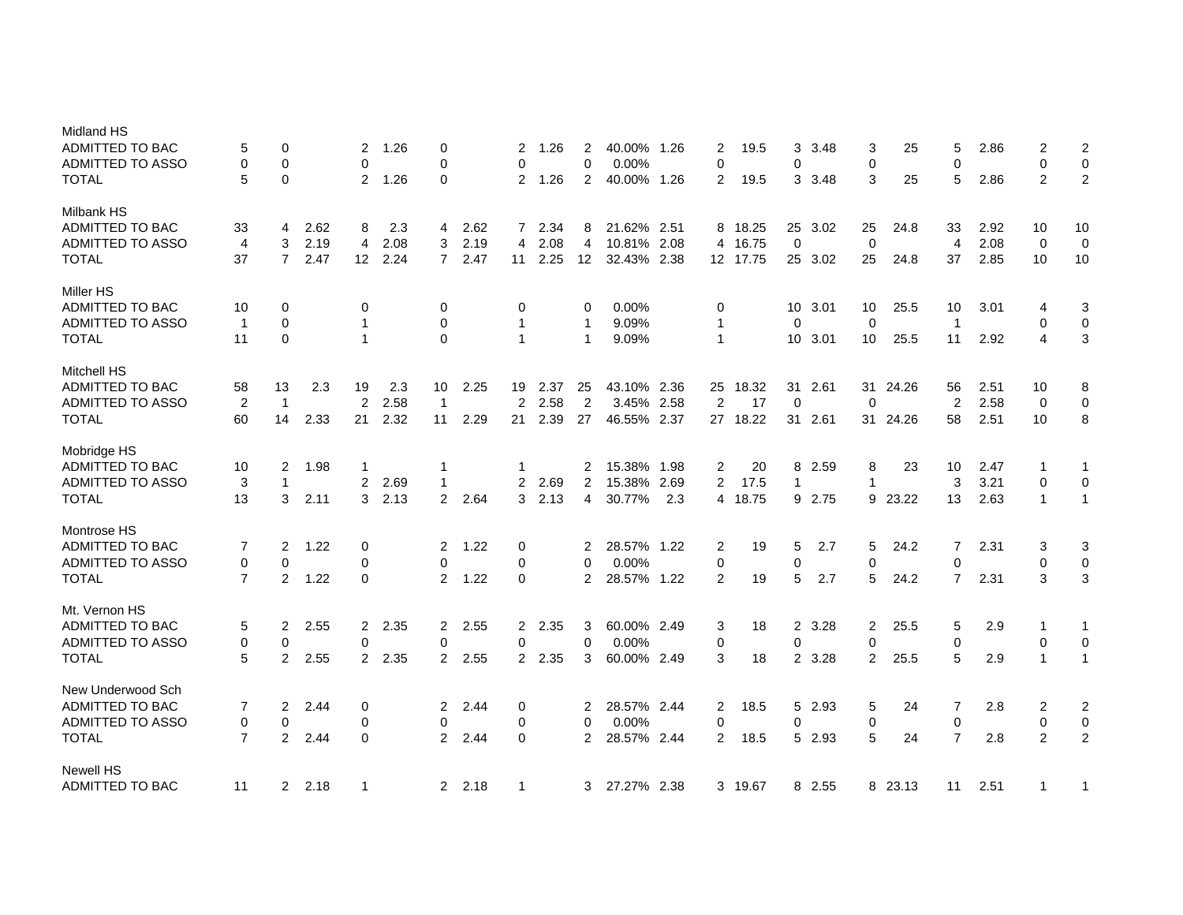| | | | | | | | | | | | | | | | | | | | | | |
|---|---|---|---|---|---|---|---|---|---|---|---|---|---|---|---|---|---|---|---|---|---|
| **Midland HS** | | | | | | | | | | | | | | | | | | | | | |
| ADMITTED TO BAC | 5 | 0 | | 2 | 1.26 | 0 | | 2 | 1.26 | 2 | 40.00% | 1.26 | 2 | 19.5 | 3 | 3.48 | 3 | 25 | 5 | 2.86 | 2 | 2 |
| ADMITTED TO ASSO | 0 | 0 | | 0 | | 0 | | 0 | | 0 | 0.00% | | 0 | | 0 | | 0 | | 0 | | 0 | 0 |
| TOTAL | 5 | 0 | | 2 | 1.26 | 0 | | 2 | 1.26 | 2 | 40.00% | 1.26 | 2 | 19.5 | 3 | 3.48 | 3 | 25 | 5 | 2.86 | 2 | 2 |
| **Milbank HS** | | | | | | | | | | | | | | | | | | | | | | |
| ADMITTED TO BAC | 33 | 4 | 2.62 | 8 | 2.3 | 4 | 2.62 | 7 | 2.34 | 8 | 21.62% | 2.51 | 8 | 18.25 | 25 | 3.02 | 25 | 24.8 | 33 | 2.92 | 10 | 10 |
| ADMITTED TO ASSO | 4 | 3 | 2.19 | 4 | 2.08 | 3 | 2.19 | 4 | 2.08 | 4 | 10.81% | 2.08 | 4 | 16.75 | 0 | | 0 | | 4 | 2.08 | 0 | 0 |
| TOTAL | 37 | 7 | 2.47 | 12 | 2.24 | 7 | 2.47 | 11 | 2.25 | 12 | 32.43% | 2.38 | 12 | 17.75 | 25 | 3.02 | 25 | 24.8 | 37 | 2.85 | 10 | 10 |
| **Miller HS** | | | | | | | | | | | | | | | | | | | | | | |
| ADMITTED TO BAC | 10 | 0 | | 0 | | 0 | | 0 | | 0 | 0.00% | | 0 | | 10 | 3.01 | 10 | 25.5 | 10 | 3.01 | 4 | 3 |
| ADMITTED TO ASSO | 1 | 0 | | 1 | | 0 | | 1 | | 1 | 9.09% | | 1 | | 0 | | 0 | | 1 | | 0 | 0 |
| TOTAL | 11 | 0 | | 1 | | 0 | | 1 | | 1 | 9.09% | | 1 | | 10 | 3.01 | 10 | 25.5 | 11 | 2.92 | 4 | 3 |
| **Mitchell HS** | | | | | | | | | | | | | | | | | | | | | | |
| ADMITTED TO BAC | 58 | 13 | 2.3 | 19 | 2.3 | 10 | 2.25 | 19 | 2.37 | 25 | 43.10% | 2.36 | 25 | 18.32 | 31 | 2.61 | 31 | 24.26 | 56 | 2.51 | 10 | 8 |
| ADMITTED TO ASSO | 2 | 1 | | 2 | 2.58 | 1 | | 2 | 2.58 | 2 | 3.45% | 2.58 | 2 | 17 | 0 | | 0 | | 2 | 2.58 | 0 | 0 |
| TOTAL | 60 | 14 | 2.33 | 21 | 2.32 | 11 | 2.29 | 21 | 2.39 | 27 | 46.55% | 2.37 | 27 | 18.22 | 31 | 2.61 | 31 | 24.26 | 58 | 2.51 | 10 | 8 |
| **Mobridge HS** | | | | | | | | | | | | | | | | | | | | | | |
| ADMITTED TO BAC | 10 | 2 | 1.98 | 1 | | 1 | | 1 | | 2 | 15.38% | 1.98 | 2 | 20 | 8 | 2.59 | 8 | 23 | 10 | 2.47 | 1 | 1 |
| ADMITTED TO ASSO | 3 | 1 | | 2 | 2.69 | 1 | | 2 | 2.69 | 2 | 15.38% | 2.69 | 2 | 17.5 | 1 | | 1 | | 3 | 3.21 | 0 | 0 |
| TOTAL | 13 | 3 | 2.11 | 3 | 2.13 | 2 | 2.64 | 3 | 2.13 | 4 | 30.77% | 2.3 | 4 | 18.75 | 9 | 2.75 | 9 | 23.22 | 13 | 2.63 | 1 | 1 |
| **Montrose HS** | | | | | | | | | | | | | | | | | | | | | | |
| ADMITTED TO BAC | 7 | 2 | 1.22 | 0 | | 2 | 1.22 | 0 | | 2 | 28.57% | 1.22 | 2 | 19 | 5 | 2.7 | 5 | 24.2 | 7 | 2.31 | 3 | 3 |
| ADMITTED TO ASSO | 0 | 0 | | 0 | | 0 | | 0 | | 0 | 0.00% | | 0 | | 0 | | 0 | | 0 | | 0 | 0 |
| TOTAL | 7 | 2 | 1.22 | 0 | | 2 | 1.22 | 0 | | 2 | 28.57% | 1.22 | 2 | 19 | 5 | 2.7 | 5 | 24.2 | 7 | 2.31 | 3 | 3 |
| **Mt. Vernon HS** | | | | | | | | | | | | | | | | | | | | | | |
| ADMITTED TO BAC | 5 | 2 | 2.55 | 2 | 2.35 | 2 | 2.55 | 2 | 2.35 | 3 | 60.00% | 2.49 | 3 | 18 | 2 | 3.28 | 2 | 25.5 | 5 | 2.9 | 1 | 1 |
| ADMITTED TO ASSO | 0 | 0 | | 0 | | 0 | | 0 | | 0 | 0.00% | | 0 | | 0 | | 0 | | 0 | | 0 | 0 |
| TOTAL | 5 | 2 | 2.55 | 2 | 2.35 | 2 | 2.55 | 2 | 2.35 | 3 | 60.00% | 2.49 | 3 | 18 | 2 | 3.28 | 2 | 25.5 | 5 | 2.9 | 1 | 1 |
| **New Underwood Sch** | | | | | | | | | | | | | | | | | | | | | | |
| ADMITTED TO BAC | 7 | 2 | 2.44 | 0 | | 2 | 2.44 | 0 | | 2 | 28.57% | 2.44 | 2 | 18.5 | 5 | 2.93 | 5 | 24 | 7 | 2.8 | 2 | 2 |
| ADMITTED TO ASSO | 0 | 0 | | 0 | | 0 | | 0 | | 0 | 0.00% | | 0 | | 0 | | 0 | | 0 | | 0 | 0 |
| TOTAL | 7 | 2 | 2.44 | 0 | | 2 | 2.44 | 0 | | 2 | 28.57% | 2.44 | 2 | 18.5 | 5 | 2.93 | 5 | 24 | 7 | 2.8 | 2 | 2 |
| **Newell HS** | | | | | | | | | | | | | | | | | | | | | | |
| ADMITTED TO BAC | 11 | 2 | 2.18 | 1 | | 2 | 2.18 | 1 | | 3 | 27.27% | 2.38 | 3 | 19.67 | 8 | 2.55 | 8 | 23.13 | 11 | 2.51 | 1 | 1 |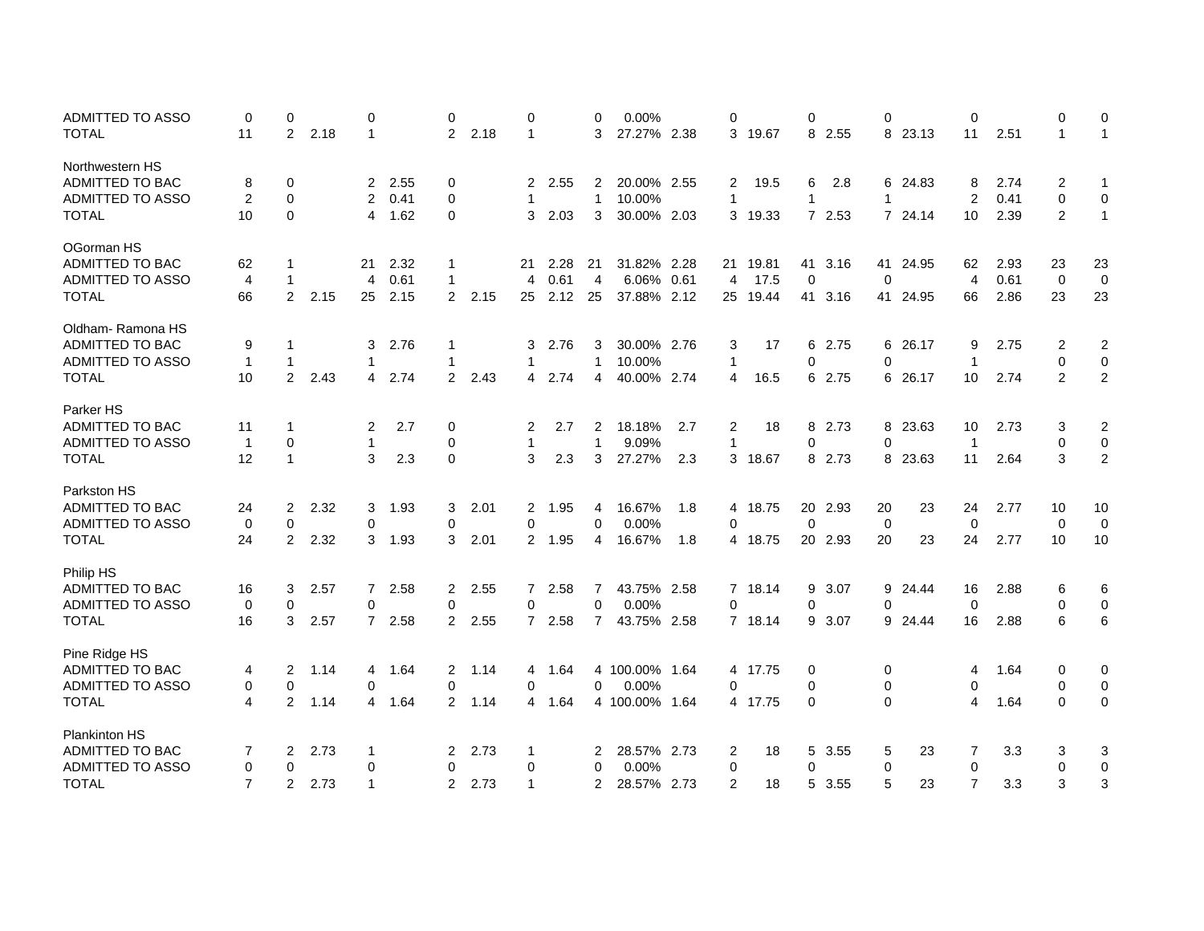| | | | | | | | | | | | | | | | | | | | | | | |
|---|---|---|---|---|---|---|---|---|---|---|---|---|---|---|---|---|---|---|---|---|---|---|
| ADMITTED TO ASSO | 0 | 0 | | 0 | | 0 | | 0 | | 0 | 0.00% | | 0 | | 0 | | 0 | | 0 | | 0 | 0 |
| TOTAL | 11 | 2 | 2.18 | 1 | | 2 | 2.18 | 1 | | 3 | 27.27% | 2.38 | 3 | 19.67 | 8 | 2.55 | 8 | 23.13 | 11 | 2.51 | 1 | 1 |
| | | | | | | | | | | | | | | | | | | | | | | |
| Northwestern HS | | | | | | | | | | | | | | | | | | | | | | |
| ADMITTED TO BAC | 8 | 0 | | 2 | 2.55 | 0 | | 2 | 2.55 | 2 | 20.00% | 2.55 | 2 | 19.5 | 6 | 2.8 | 6 | 24.83 | 8 | 2.74 | 2 | 1 |
| ADMITTED TO ASSO | 2 | 0 | | 2 | 0.41 | 0 | | 1 | | 1 | 10.00% | | 1 | | 1 | | 1 | | 2 | 0.41 | 0 | 0 |
| TOTAL | 10 | 0 | | 4 | 1.62 | 0 | | 3 | 2.03 | 3 | 30.00% | 2.03 | 3 | 19.33 | 7 | 2.53 | 7 | 24.14 | 10 | 2.39 | 2 | 1 |
| | | | | | | | | | | | | | | | | | | | | | | |
| OGorman HS | | | | | | | | | | | | | | | | | | | | | | |
| ADMITTED TO BAC | 62 | 1 | | 21 | 2.32 | 1 | | 21 | 2.28 | 21 | 31.82% | 2.28 | 21 | 19.81 | 41 | 3.16 | 41 | 24.95 | 62 | 2.93 | 23 | 23 |
| ADMITTED TO ASSO | 4 | 1 | | 4 | 0.61 | 1 | | 4 | 0.61 | 4 | 6.06% | 0.61 | 4 | 17.5 | 0 | | 0 | | 4 | 0.61 | 0 | 0 |
| TOTAL | 66 | 2 | 2.15 | 25 | 2.15 | 2 | 2.15 | 25 | 2.12 | 25 | 37.88% | 2.12 | 25 | 19.44 | 41 | 3.16 | 41 | 24.95 | 66 | 2.86 | 23 | 23 |
| | | | | | | | | | | | | | | | | | | | | | | |
| Oldham- Ramona HS | | | | | | | | | | | | | | | | | | | | | | |
| ADMITTED TO BAC | 9 | 1 | | 3 | 2.76 | 1 | | 3 | 2.76 | 3 | 30.00% | 2.76 | 3 | 17 | 6 | 2.75 | 6 | 26.17 | 9 | 2.75 | 2 | 2 |
| ADMITTED TO ASSO | 1 | 1 | | 1 | | 1 | | 1 | | 1 | 10.00% | | 1 | | 0 | | 0 | | 1 | | 0 | 0 |
| TOTAL | 10 | 2 | 2.43 | 4 | 2.74 | 2 | 2.43 | 4 | 2.74 | 4 | 40.00% | 2.74 | 4 | 16.5 | 6 | 2.75 | 6 | 26.17 | 10 | 2.74 | 2 | 2 |
| | | | | | | | | | | | | | | | | | | | | | | |
| Parker HS | | | | | | | | | | | | | | | | | | | | | | |
| ADMITTED TO BAC | 11 | 1 | | 2 | 2.7 | 0 | | 2 | 2.7 | 2 | 18.18% | 2.7 | 2 | 18 | 8 | 2.73 | 8 | 23.63 | 10 | 2.73 | 3 | 2 |
| ADMITTED TO ASSO | 1 | 0 | | 1 | | 0 | | 1 | | 1 | 9.09% | | 1 | | 0 | | 0 | | 1 | | 0 | 0 |
| TOTAL | 12 | 1 | | 3 | 2.3 | 0 | | 3 | 2.3 | 3 | 27.27% | 2.3 | 3 | 18.67 | 8 | 2.73 | 8 | 23.63 | 11 | 2.64 | 3 | 2 |
| | | | | | | | | | | | | | | | | | | | | | | |
| Parkston HS | | | | | | | | | | | | | | | | | | | | | | |
| ADMITTED TO BAC | 24 | 2 | 2.32 | 3 | 1.93 | 3 | 2.01 | 2 | 1.95 | 4 | 16.67% | 1.8 | 4 | 18.75 | 20 | 2.93 | 20 | 23 | 24 | 2.77 | 10 | 10 |
| ADMITTED TO ASSO | 0 | 0 | | 0 | | 0 | | 0 | | 0 | 0.00% | | 0 | | 0 | | 0 | | 0 | | 0 | 0 |
| TOTAL | 24 | 2 | 2.32 | 3 | 1.93 | 3 | 2.01 | 2 | 1.95 | 4 | 16.67% | 1.8 | 4 | 18.75 | 20 | 2.93 | 20 | 23 | 24 | 2.77 | 10 | 10 |
| | | | | | | | | | | | | | | | | | | | | | | |
| Philip HS | | | | | | | | | | | | | | | | | | | | | | |
| ADMITTED TO BAC | 16 | 3 | 2.57 | 7 | 2.58 | 2 | 2.55 | 7 | 2.58 | 7 | 43.75% | 2.58 | 7 | 18.14 | 9 | 3.07 | 9 | 24.44 | 16 | 2.88 | 6 | 6 |
| ADMITTED TO ASSO | 0 | 0 | | 0 | | 0 | | 0 | | 0 | 0.00% | | 0 | | 0 | | 0 | | 0 | | 0 | 0 |
| TOTAL | 16 | 3 | 2.57 | 7 | 2.58 | 2 | 2.55 | 7 | 2.58 | 7 | 43.75% | 2.58 | 7 | 18.14 | 9 | 3.07 | 9 | 24.44 | 16 | 2.88 | 6 | 6 |
| | | | | | | | | | | | | | | | | | | | | | | |
| Pine Ridge HS | | | | | | | | | | | | | | | | | | | | | | |
| ADMITTED TO BAC | 4 | 2 | 1.14 | 4 | 1.64 | 2 | 1.14 | 4 | 1.64 | 4 | 100.00% | 1.64 | 4 | 17.75 | 0 | | 0 | | 4 | 1.64 | 0 | 0 |
| ADMITTED TO ASSO | 0 | 0 | | 0 | | 0 | | 0 | | 0 | 0.00% | | 0 | | 0 | | 0 | | 0 | | 0 | 0 |
| TOTAL | 4 | 2 | 1.14 | 4 | 1.64 | 2 | 1.14 | 4 | 1.64 | 4 | 100.00% | 1.64 | 4 | 17.75 | 0 | | 0 | | 4 | 1.64 | 0 | 0 |
| | | | | | | | | | | | | | | | | | | | | | | |
| Plankinton HS | | | | | | | | | | | | | | | | | | | | | | |
| ADMITTED TO BAC | 7 | 2 | 2.73 | 1 | | 2 | 2.73 | 1 | | 2 | 28.57% | 2.73 | 2 | 18 | 5 | 3.55 | 5 | 23 | 7 | 3.3 | 3 | 3 |
| ADMITTED TO ASSO | 0 | 0 | | 0 | | 0 | | 0 | | 0 | 0.00% | | 0 | | 0 | | 0 | | 0 | | 0 | 0 |
| TOTAL | 7 | 2 | 2.73 | 1 | | 2 | 2.73 | 1 | | 2 | 28.57% | 2.73 | 2 | 18 | 5 | 3.55 | 5 | 23 | 7 | 3.3 | 3 | 3 |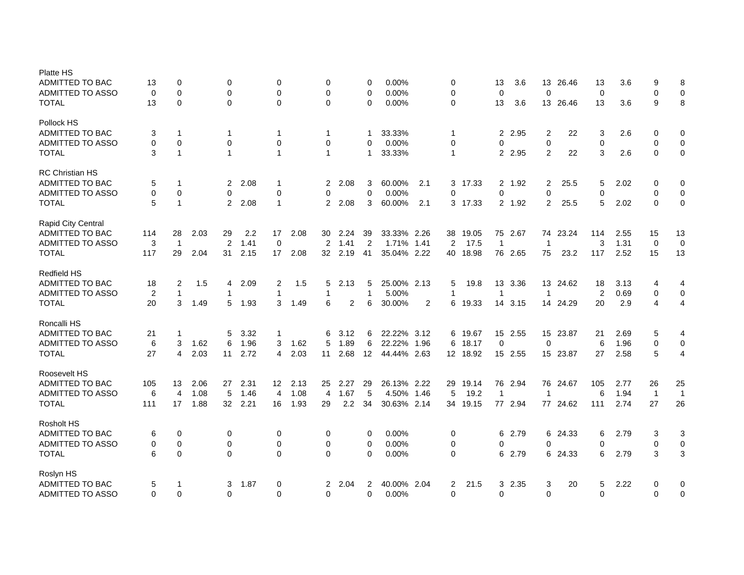| | | | | | | | | | | | | | | | | | | | | | | |
|---|---|---|---|---|---|---|---|---|---|---|---|---|---|---|---|---|---|---|---|---|---|---|
| **Platte HS** | | | | | | | | | | | | | | | | | | | | | | |
| ADMITTED TO BAC | 13 | 0 | | 0 | | 0 | | 0 | | 0 | 0.00% | | 0 | | 13 | 3.6 | 13 | 26.46 | 13 | 3.6 | 9 | 8 |
| ADMITTED TO ASSO | 0 | 0 | | 0 | | 0 | | 0 | | 0 | 0.00% | | 0 | | 0 | | 0 | | 0 | | 0 | 0 |
| TOTAL | 13 | 0 | | 0 | | 0 | | 0 | | 0 | 0.00% | | 0 | | 13 | 3.6 | 13 | 26.46 | 13 | 3.6 | 9 | 8 |
| **Pollock HS** | | | | | | | | | | | | | | | | | | | | | | |
| ADMITTED TO BAC | 3 | 1 | | 1 | | 1 | | 1 | | 1 | 33.33% | | 1 | | 2 | 2.95 | 2 | 22 | 3 | 2.6 | 0 | 0 |
| ADMITTED TO ASSO | 0 | 0 | | 0 | | 0 | | 0 | | 0 | 0.00% | | 0 | | 0 | | 0 | | 0 | | 0 | 0 |
| TOTAL | 3 | 1 | | 1 | | 1 | | 1 | | 1 | 33.33% | | 1 | | 2 | 2.95 | 2 | 22 | 3 | 2.6 | 0 | 0 |
| **RC Christian HS** | | | | | | | | | | | | | | | | | | | | | | |
| ADMITTED TO BAC | 5 | 1 | | 2 | 2.08 | 1 | | 2 | 2.08 | 3 | 60.00% | 2.1 | 3 | 17.33 | 2 | 1.92 | 2 | 25.5 | 5 | 2.02 | 0 | 0 |
| ADMITTED TO ASSO | 0 | 0 | | 0 | | 0 | | 0 | | 0 | 0.00% | | 0 | | 0 | | 0 | | 0 | | 0 | 0 |
| TOTAL | 5 | 1 | | 2 | 2.08 | 1 | | 2 | 2.08 | 3 | 60.00% | 2.1 | 3 | 17.33 | 2 | 1.92 | 2 | 25.5 | 5 | 2.02 | 0 | 0 |
| **Rapid City Central** | | | | | | | | | | | | | | | | | | | | | | |
| ADMITTED TO BAC | 114 | 28 | 2.03 | 29 | 2.2 | 17 | 2.08 | 30 | 2.24 | 39 | 33.33% | 2.26 | 38 | 19.05 | 75 | 2.67 | 74 | 23.24 | 114 | 2.55 | 15 | 13 |
| ADMITTED TO ASSO | 3 | 1 | | 2 | 1.41 | 0 | | 2 | 1.41 | 2 | 1.71% | 1.41 | 2 | 17.5 | 1 | | 1 | | 3 | 1.31 | 0 | 0 |
| TOTAL | 117 | 29 | 2.04 | 31 | 2.15 | 17 | 2.08 | 32 | 2.19 | 41 | 35.04% | 2.22 | 40 | 18.98 | 76 | 2.65 | 75 | 23.2 | 117 | 2.52 | 15 | 13 |
| **Redfield HS** | | | | | | | | | | | | | | | | | | | | | | |
| ADMITTED TO BAC | 18 | 2 | 1.5 | 4 | 2.09 | 2 | 1.5 | 5 | 2.13 | 5 | 25.00% | 2.13 | 5 | 19.8 | 13 | 3.36 | 13 | 24.62 | 18 | 3.13 | 4 | 4 |
| ADMITTED TO ASSO | 2 | 1 | | 1 | | 1 | | 1 | | 1 | 5.00% | | 1 | | 1 | | 1 | | 2 | 0.69 | 0 | 0 |
| TOTAL | 20 | 3 | 1.49 | 5 | 1.93 | 3 | 1.49 | 6 | 2 | 6 | 30.00% | 2 | 6 | 19.33 | 14 | 3.15 | 14 | 24.29 | 20 | 2.9 | 4 | 4 |
| **Roncalli HS** | | | | | | | | | | | | | | | | | | | | | | |
| ADMITTED TO BAC | 21 | 1 | | 5 | 3.32 | 1 | | 6 | 3.12 | 6 | 22.22% | 3.12 | 6 | 19.67 | 15 | 2.55 | 15 | 23.87 | 21 | 2.69 | 5 | 4 |
| ADMITTED TO ASSO | 6 | 3 | 1.62 | 6 | 1.96 | 3 | 1.62 | 5 | 1.89 | 6 | 22.22% | 1.96 | 6 | 18.17 | 0 | | 0 | | 6 | 1.96 | 0 | 0 |
| TOTAL | 27 | 4 | 2.03 | 11 | 2.72 | 4 | 2.03 | 11 | 2.68 | 12 | 44.44% | 2.63 | 12 | 18.92 | 15 | 2.55 | 15 | 23.87 | 27 | 2.58 | 5 | 4 |
| **Roosevelt HS** | | | | | | | | | | | | | | | | | | | | | | |
| ADMITTED TO BAC | 105 | 13 | 2.06 | 27 | 2.31 | 12 | 2.13 | 25 | 2.27 | 29 | 26.13% | 2.22 | 29 | 19.14 | 76 | 2.94 | 76 | 24.67 | 105 | 2.77 | 26 | 25 |
| ADMITTED TO ASSO | 6 | 4 | 1.08 | 5 | 1.46 | 4 | 1.08 | 4 | 1.67 | 5 | 4.50% | 1.46 | 5 | 19.2 | 1 | | 1 | | 6 | 1.94 | 1 | 1 |
| TOTAL | 111 | 17 | 1.88 | 32 | 2.21 | 16 | 1.93 | 29 | 2.2 | 34 | 30.63% | 2.14 | 34 | 19.15 | 77 | 2.94 | 77 | 24.62 | 111 | 2.74 | 27 | 26 |
| **Rosholt HS** | | | | | | | | | | | | | | | | | | | | | | |
| ADMITTED TO BAC | 6 | 0 | | 0 | | 0 | | 0 | | 0 | 0.00% | | 0 | | 6 | 2.79 | 6 | 24.33 | 6 | 2.79 | 3 | 3 |
| ADMITTED TO ASSO | 0 | 0 | | 0 | | 0 | | 0 | | 0 | 0.00% | | 0 | | 0 | | 0 | | 0 | | 0 | 0 |
| TOTAL | 6 | 0 | | 0 | | 0 | | 0 | | 0 | 0.00% | | 0 | | 6 | 2.79 | 6 | 24.33 | 6 | 2.79 | 3 | 3 |
| **Roslyn HS** | | | | | | | | | | | | | | | | | | | | | | |
| ADMITTED TO BAC | 5 | 1 | | 3 | 1.87 | 0 | | 2 | 2.04 | 2 | 40.00% | 2.04 | 2 | 21.5 | 3 | 2.35 | 3 | 20 | 5 | 2.22 | 0 | 0 |
| ADMITTED TO ASSO | 0 | 0 | | 0 | | 0 | | 0 | | 0 | 0.00% | | 0 | | 0 | | 0 | | 0 | | 0 | 0 |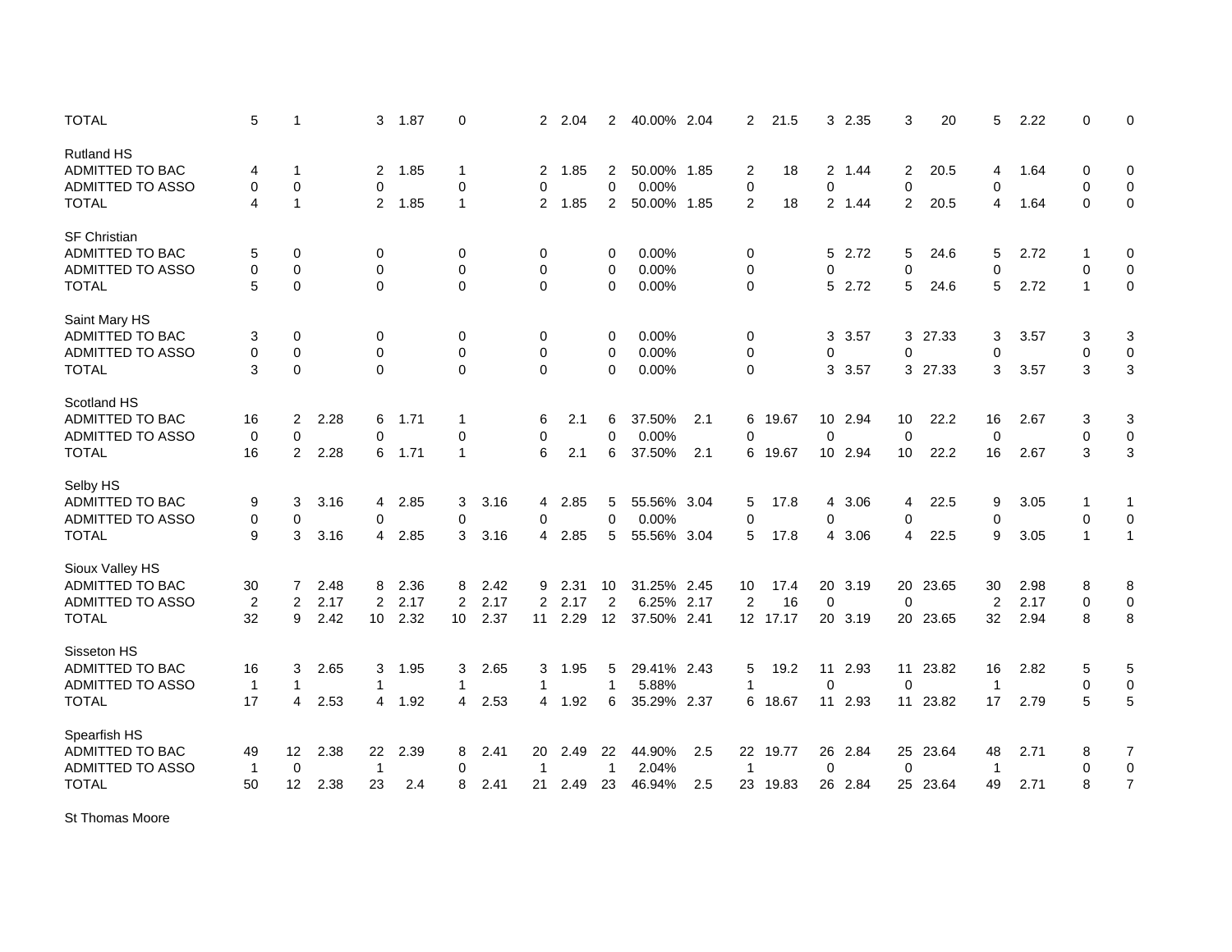| | | | | | | | | | | | | | | | | | | | | | | |
|---|---|---|---|---|---|---|---|---|---|---|---|---|---|---|---|---|---|---|---|---|---|---|
| TOTAL | 5 | 1 | | 3 | 1.87 | 0 | | 2 | 2.04 | 2 | 40.00% | 2.04 | 2 | 21.5 | 3 | 2.35 | 3 | 20 | 5 | 2.22 | 0 | 0 |
| | | | | | | | | | | | | | | | | | | | | | | |
| Rutland HS | | | | | | | | | | | | | | | | | | | | | | |
| ADMITTED TO BAC | 4 | 1 | | 2 | 1.85 | 1 | | 2 | 1.85 | 2 | 50.00% | 1.85 | 2 | 18 | 2 | 1.44 | 2 | 20.5 | 4 | 1.64 | 0 | 0 |
| ADMITTED TO ASSO | 0 | 0 | | 0 | | 0 | | 0 | | 0 | 0.00% | | 0 | | 0 | | 0 | | 0 | | 0 | 0 |
| TOTAL | 4 | 1 | | 2 | 1.85 | 1 | | 2 | 1.85 | 2 | 50.00% | 1.85 | 2 | 18 | 2 | 1.44 | 2 | 20.5 | 4 | 1.64 | 0 | 0 |
| | | | | | | | | | | | | | | | | | | | | | | |
| SF Christian | | | | | | | | | | | | | | | | | | | | | | |
| ADMITTED TO BAC | 5 | 0 | | 0 | | 0 | | 0 | | 0 | 0.00% | | 0 | | 5 | 2.72 | 5 | 24.6 | 5 | 2.72 | 1 | 0 |
| ADMITTED TO ASSO | 0 | 0 | | 0 | | 0 | | 0 | | 0 | 0.00% | | 0 | | 0 | | 0 | | 0 | | 0 | 0 |
| TOTAL | 5 | 0 | | 0 | | 0 | | 0 | | 0 | 0.00% | | 0 | | 5 | 2.72 | 5 | 24.6 | 5 | 2.72 | 1 | 0 |
| | | | | | | | | | | | | | | | | | | | | | | |
| Saint Mary HS | | | | | | | | | | | | | | | | | | | | | | |
| ADMITTED TO BAC | 3 | 0 | | 0 | | 0 | | 0 | | 0 | 0.00% | | 0 | | 3 | 3.57 | 3 | 27.33 | 3 | 3.57 | 3 | 3 |
| ADMITTED TO ASSO | 0 | 0 | | 0 | | 0 | | 0 | | 0 | 0.00% | | 0 | | 0 | | 0 | | 0 | | 0 | 0 |
| TOTAL | 3 | 0 | | 0 | | 0 | | 0 | | 0 | 0.00% | | 0 | | 3 | 3.57 | 3 | 27.33 | 3 | 3.57 | 3 | 3 |
| | | | | | | | | | | | | | | | | | | | | | | |
| Scotland HS | | | | | | | | | | | | | | | | | | | | | | |
| ADMITTED TO BAC | 16 | 2 | 2.28 | 6 | 1.71 | 1 | | 6 | 2.1 | 6 | 37.50% | 2.1 | 6 | 19.67 | 10 | 2.94 | 10 | 22.2 | 16 | 2.67 | 3 | 3 |
| ADMITTED TO ASSO | 0 | 0 | | 0 | | 0 | | 0 | | 0 | 0.00% | | 0 | | 0 | | 0 | | 0 | | 0 | 0 |
| TOTAL | 16 | 2 | 2.28 | 6 | 1.71 | 1 | | 6 | 2.1 | 6 | 37.50% | 2.1 | 6 | 19.67 | 10 | 2.94 | 10 | 22.2 | 16 | 2.67 | 3 | 3 |
| | | | | | | | | | | | | | | | | | | | | | | |
| Selby HS | | | | | | | | | | | | | | | | | | | | | | |
| ADMITTED TO BAC | 9 | 3 | 3.16 | 4 | 2.85 | 3 | 3.16 | 4 | 2.85 | 5 | 55.56% | 3.04 | 5 | 17.8 | 4 | 3.06 | 4 | 22.5 | 9 | 3.05 | 1 | 1 |
| ADMITTED TO ASSO | 0 | 0 | | 0 | | 0 | | 0 | | 0 | 0.00% | | 0 | | 0 | | 0 | | 0 | | 0 | 0 |
| TOTAL | 9 | 3 | 3.16 | 4 | 2.85 | 3 | 3.16 | 4 | 2.85 | 5 | 55.56% | 3.04 | 5 | 17.8 | 4 | 3.06 | 4 | 22.5 | 9 | 3.05 | 1 | 1 |
| | | | | | | | | | | | | | | | | | | | | | | |
| Sioux Valley HS | | | | | | | | | | | | | | | | | | | | | | |
| ADMITTED TO BAC | 30 | 7 | 2.48 | 8 | 2.36 | 8 | 2.42 | 9 | 2.31 | 10 | 31.25% | 2.45 | 10 | 17.4 | 20 | 3.19 | 20 | 23.65 | 30 | 2.98 | 8 | 8 |
| ADMITTED TO ASSO | 2 | 2 | 2.17 | 2 | 2.17 | 2 | 2.17 | 2 | 2.17 | 2 | 6.25% | 2.17 | 2 | 16 | 0 | | 0 | | 2 | 2.17 | 0 | 0 |
| TOTAL | 32 | 9 | 2.42 | 10 | 2.32 | 10 | 2.37 | 11 | 2.29 | 12 | 37.50% | 2.41 | 12 | 17.17 | 20 | 3.19 | 20 | 23.65 | 32 | 2.94 | 8 | 8 |
| | | | | | | | | | | | | | | | | | | | | | | |
| Sisseton HS | | | | | | | | | | | | | | | | | | | | | | |
| ADMITTED TO BAC | 16 | 3 | 2.65 | 3 | 1.95 | 3 | 2.65 | 3 | 1.95 | 5 | 29.41% | 2.43 | 5 | 19.2 | 11 | 2.93 | 11 | 23.82 | 16 | 2.82 | 5 | 5 |
| ADMITTED TO ASSO | 1 | 1 | | 1 | | 1 | | 1 | | 1 | 5.88% | | 1 | | 0 | | 0 | | 1 | | 0 | 0 |
| TOTAL | 17 | 4 | 2.53 | 4 | 1.92 | 4 | 2.53 | 4 | 1.92 | 6 | 35.29% | 2.37 | 6 | 18.67 | 11 | 2.93 | 11 | 23.82 | 17 | 2.79 | 5 | 5 |
| | | | | | | | | | | | | | | | | | | | | | | |
| Spearfish HS | | | | | | | | | | | | | | | | | | | | | | |
| ADMITTED TO BAC | 49 | 12 | 2.38 | 22 | 2.39 | 8 | 2.41 | 20 | 2.49 | 22 | 44.90% | 2.5 | 22 | 19.77 | 26 | 2.84 | 25 | 23.64 | 48 | 2.71 | 8 | 7 |
| ADMITTED TO ASSO | 1 | 0 | | 1 | | 0 | | 1 | | 1 | 2.04% | | 1 | | 0 | | 0 | | 1 | | 0 | 0 |
| TOTAL | 50 | 12 | 2.38 | 23 | 2.4 | 8 | 2.41 | 21 | 2.49 | 23 | 46.94% | 2.5 | 23 | 19.83 | 26 | 2.84 | 25 | 23.64 | 49 | 2.71 | 8 | 7 |
| | | | | | | | | | | | | | | | | | | | | | | |
| St Thomas Moore | | | | | | | | | | | | | | | | | | | | | | |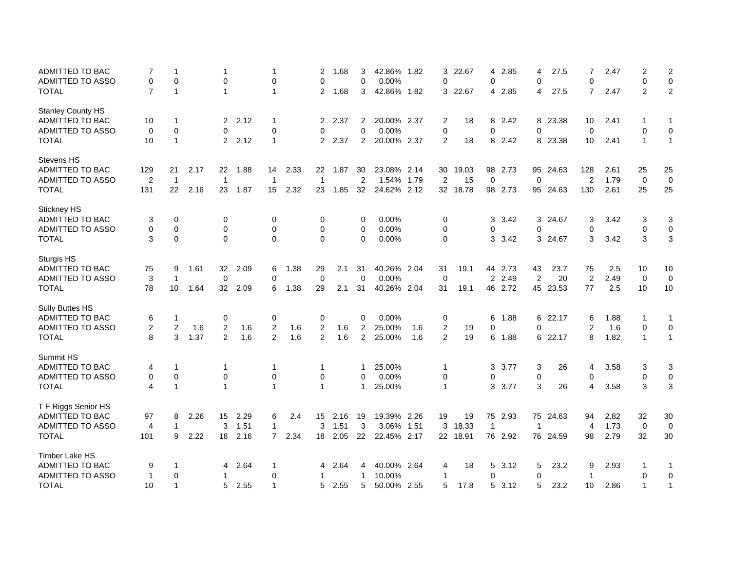| | | | | | | | | | | | | | | | | | | | | | | |
|---|---|---|---|---|---|---|---|---|---|---|---|---|---|---|---|---|---|---|---|---|---|---|
| ADMITTED TO BAC | 7 | 1 | | 1 | | 1 | | 2 | 1.68 | 3 | 42.86% | 1.82 | 3 | 22.67 | 4 | 2.85 | 4 | 27.5 | 7 | 2.47 | 2 | 2 |
| ADMITTED TO ASSO | 0 | 0 | | 0 | | 0 | | 0 | | 0 | 0.00% | | 0 | | 0 | | 0 | | 0 | | 0 | 0 |
| TOTAL | 7 | 1 | | 1 | | 1 | | 2 | 1.68 | 3 | 42.86% | 1.82 | 3 | 22.67 | 4 | 2.85 | 4 | 27.5 | 7 | 2.47 | 2 | 2 |
| Stanley County HS | | | | | | | | | | | | | | | | | | | | | | |
| ADMITTED TO BAC | 10 | 1 | | 2 | 2.12 | 1 | | 2 | 2.37 | 2 | 20.00% | 2.37 | 2 | 18 | 8 | 2.42 | 8 | 23.38 | 10 | 2.41 | 1 | 1 |
| ADMITTED TO ASSO | 0 | 0 | | 0 | | 0 | | 0 | | 0 | 0.00% | | 0 | | 0 | | 0 | | 0 | | 0 | 0 |
| TOTAL | 10 | 1 | | 2 | 2.12 | 1 | | 2 | 2.37 | 2 | 20.00% | 2.37 | 2 | 18 | 8 | 2.42 | 8 | 23.38 | 10 | 2.41 | 1 | 1 |
| Stevens HS | | | | | | | | | | | | | | | | | | | | | | |
| ADMITTED TO BAC | 129 | 21 | 2.17 | 22 | 1.88 | 14 | 2.33 | 22 | 1.87 | 30 | 23.08% | 2.14 | 30 | 19.03 | 98 | 2.73 | 95 | 24.63 | 128 | 2.61 | 25 | 25 |
| ADMITTED TO ASSO | 2 | 1 | | 1 | | 1 | | 1 | | 2 | 1.54% | 1.79 | 2 | 15 | 0 | | 0 | | 2 | 1.79 | 0 | 0 |
| TOTAL | 131 | 22 | 2.16 | 23 | 1.87 | 15 | 2.32 | 23 | 1.85 | 32 | 24.62% | 2.12 | 32 | 18.78 | 98 | 2.73 | 95 | 24.63 | 130 | 2.61 | 25 | 25 |
| Stickney HS | | | | | | | | | | | | | | | | | | | | | | |
| ADMITTED TO BAC | 3 | 0 | | 0 | | 0 | | 0 | | 0 | 0.00% | | 0 | | 3 | 3.42 | 3 | 24.67 | 3 | 3.42 | 3 | 3 |
| ADMITTED TO ASSO | 0 | 0 | | 0 | | 0 | | 0 | | 0 | 0.00% | | 0 | | 0 | | 0 | | 0 | | 0 | 0 |
| TOTAL | 3 | 0 | | 0 | | 0 | | 0 | | 0 | 0.00% | | 0 | | 3 | 3.42 | 3 | 24.67 | 3 | 3.42 | 3 | 3 |
| Sturgis HS | | | | | | | | | | | | | | | | | | | | | | |
| ADMITTED TO BAC | 75 | 9 | 1.61 | 32 | 2.09 | 6 | 1.38 | 29 | 2.1 | 31 | 40.26% | 2.04 | 31 | 19.1 | 44 | 2.73 | 43 | 23.7 | 75 | 2.5 | 10 | 10 |
| ADMITTED TO ASSO | 3 | 1 | | 0 | | 0 | | 0 | | 0 | 0.00% | | 0 | | 2 | 2.49 | 2 | 20 | 2 | 2.49 | 0 | 0 |
| TOTAL | 78 | 10 | 1.64 | 32 | 2.09 | 6 | 1.38 | 29 | 2.1 | 31 | 40.26% | 2.04 | 31 | 19.1 | 46 | 2.72 | 45 | 23.53 | 77 | 2.5 | 10 | 10 |
| Sully Buttes HS | | | | | | | | | | | | | | | | | | | | | | |
| ADMITTED TO BAC | 6 | 1 | | 0 | | 0 | | 0 | | 0 | 0.00% | | 0 | | 6 | 1.88 | 6 | 22.17 | 6 | 1.88 | 1 | 1 |
| ADMITTED TO ASSO | 2 | 2 | 1.6 | 2 | 1.6 | 2 | 1.6 | 2 | 1.6 | 2 | 25.00% | 1.6 | 2 | 19 | 0 | | 0 | | 2 | 1.6 | 0 | 0 |
| TOTAL | 8 | 3 | 1.37 | 2 | 1.6 | 2 | 1.6 | 2 | 1.6 | 2 | 25.00% | 1.6 | 2 | 19 | 6 | 1.88 | 6 | 22.17 | 8 | 1.82 | 1 | 1 |
| Summit HS | | | | | | | | | | | | | | | | | | | | | | |
| ADMITTED TO BAC | 4 | 1 | | 1 | | 1 | | 1 | | 1 | 25.00% | | 1 | | 3 | 3.77 | 3 | 26 | 4 | 3.58 | 3 | 3 |
| ADMITTED TO ASSO | 0 | 0 | | 0 | | 0 | | 0 | | 0 | 0.00% | | 0 | | 0 | | 0 | | 0 | | 0 | 0 |
| TOTAL | 4 | 1 | | 1 | | 1 | | 1 | | 1 | 25.00% | | 1 | | 3 | 3.77 | 3 | 26 | 4 | 3.58 | 3 | 3 |
| T F Riggs Senior HS | | | | | | | | | | | | | | | | | | | | | | |
| ADMITTED TO BAC | 97 | 8 | 2.26 | 15 | 2.29 | 6 | 2.4 | 15 | 2.16 | 19 | 19.39% | 2.26 | 19 | 19 | 75 | 2.93 | 75 | 24.63 | 94 | 2.82 | 32 | 30 |
| ADMITTED TO ASSO | 4 | 1 | | 3 | 1.51 | 1 | | 3 | 1.51 | 3 | 3.06% | 1.51 | 3 | 18.33 | 1 | | 1 | | 4 | 1.73 | 0 | 0 |
| TOTAL | 101 | 9 | 2.22 | 18 | 2.16 | 7 | 2.34 | 18 | 2.05 | 22 | 22.45% | 2.17 | 22 | 18.91 | 76 | 2.92 | 76 | 24.59 | 98 | 2.79 | 32 | 30 |
| Timber Lake HS | | | | | | | | | | | | | | | | | | | | | | |
| ADMITTED TO BAC | 9 | 1 | | 4 | 2.64 | 1 | | 4 | 2.64 | 4 | 40.00% | 2.64 | 4 | 18 | 5 | 3.12 | 5 | 23.2 | 9 | 2.93 | 1 | 1 |
| ADMITTED TO ASSO | 1 | 0 | | 1 | | 0 | | 1 | | 1 | 10.00% | | 1 | | 0 | | 0 | | 1 | | 0 | 0 |
| TOTAL | 10 | 1 | | 5 | 2.55 | 1 | | 5 | 2.55 | 5 | 50.00% | 2.55 | 5 | 17.8 | 5 | 3.12 | 5 | 23.2 | 10 | 2.86 | 1 | 1 |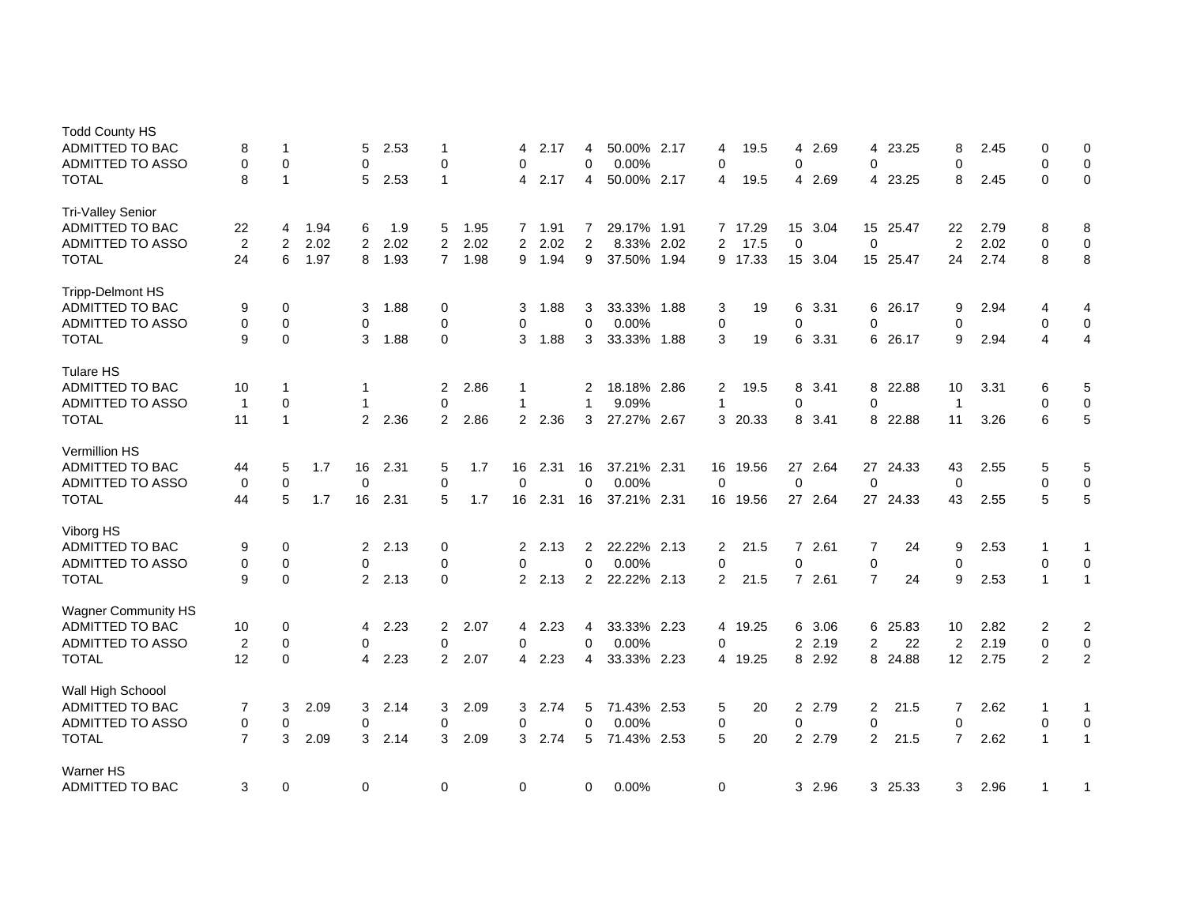| | | | | | | | | | | | | | | | | | | | | | |
|---|---|---|---|---|---|---|---|---|---|---|---|---|---|---|---|---|---|---|---|---|---|
| **Todd County HS** | | | | | | | | | | | | | | | | | | | | | |
| ADMITTED TO BAC | 8 | 1 | | 5 | 2.53 | 1 | | 4 | 2.17 | 4 | 50.00% | 2.17 | 4 | 19.5 | 4 | 2.69 | 4 | 23.25 | 8 | 2.45 | 0 | 0 |
| ADMITTED TO ASSO | 0 | 0 | | 0 | | 0 | | 0 | | 0 | 0.00% | | 0 | | 0 | | 0 | | 0 | | 0 | 0 |
| TOTAL | 8 | 1 | | 5 | 2.53 | 1 | | 4 | 2.17 | 4 | 50.00% | 2.17 | 4 | 19.5 | 4 | 2.69 | 4 | 23.25 | 8 | 2.45 | 0 | 0 |
| **Tri-Valley Senior** | | | | | | | | | | | | | | | | | | | | | | |
| ADMITTED TO BAC | 22 | 4 | 1.94 | 6 | 1.9 | 5 | 1.95 | 7 | 1.91 | 7 | 29.17% | 1.91 | 7 | 17.29 | 15 | 3.04 | 15 | 25.47 | 22 | 2.79 | 8 | 8 |
| ADMITTED TO ASSO | 2 | 2 | 2.02 | 2 | 2.02 | 2 | 2.02 | 2 | 2.02 | 2 | 8.33% | 2.02 | 2 | 17.5 | 0 | | 0 | | 2 | 2.02 | 0 | 0 |
| TOTAL | 24 | 6 | 1.97 | 8 | 1.93 | 7 | 1.98 | 9 | 1.94 | 9 | 37.50% | 1.94 | 9 | 17.33 | 15 | 3.04 | 15 | 25.47 | 24 | 2.74 | 8 | 8 |
| **Tripp-Delmont HS** | | | | | | | | | | | | | | | | | | | | | | |
| ADMITTED TO BAC | 9 | 0 | | 3 | 1.88 | 0 | | 3 | 1.88 | 3 | 33.33% | 1.88 | 3 | 19 | 6 | 3.31 | 6 | 26.17 | 9 | 2.94 | 4 | 4 |
| ADMITTED TO ASSO | 0 | 0 | | 0 | | 0 | | 0 | | 0 | 0.00% | | 0 | | 0 | | 0 | | 0 | | 0 | 0 |
| TOTAL | 9 | 0 | | 3 | 1.88 | 0 | | 3 | 1.88 | 3 | 33.33% | 1.88 | 3 | 19 | 6 | 3.31 | 6 | 26.17 | 9 | 2.94 | 4 | 4 |
| **Tulare HS** | | | | | | | | | | | | | | | | | | | | | | |
| ADMITTED TO BAC | 10 | 1 | | 1 | | 2 | 2.86 | 1 | | 2 | 18.18% | 2.86 | 2 | 19.5 | 8 | 3.41 | 8 | 22.88 | 10 | 3.31 | 6 | 5 |
| ADMITTED TO ASSO | 1 | 0 | | 1 | | 0 | | 1 | | 1 | 9.09% | | 1 | | 0 | | 0 | | 1 | | 0 | 0 |
| TOTAL | 11 | 1 | | 2 | 2.36 | 2 | 2.86 | 2 | 2.36 | 3 | 27.27% | 2.67 | 3 | 20.33 | 8 | 3.41 | 8 | 22.88 | 11 | 3.26 | 6 | 5 |
| **Vermillion HS** | | | | | | | | | | | | | | | | | | | | | | |
| ADMITTED TO BAC | 44 | 5 | 1.7 | 16 | 2.31 | 5 | 1.7 | 16 | 2.31 | 16 | 37.21% | 2.31 | 16 | 19.56 | 27 | 2.64 | 27 | 24.33 | 43 | 2.55 | 5 | 5 |
| ADMITTED TO ASSO | 0 | 0 | | 0 | | 0 | | 0 | | 0 | 0.00% | | 0 | | 0 | | 0 | | 0 | | 0 | 0 |
| TOTAL | 44 | 5 | 1.7 | 16 | 2.31 | 5 | 1.7 | 16 | 2.31 | 16 | 37.21% | 2.31 | 16 | 19.56 | 27 | 2.64 | 27 | 24.33 | 43 | 2.55 | 5 | 5 |
| **Viborg HS** | | | | | | | | | | | | | | | | | | | | | | |
| ADMITTED TO BAC | 9 | 0 | | 2 | 2.13 | 0 | | 2 | 2.13 | 2 | 22.22% | 2.13 | 2 | 21.5 | 7 | 2.61 | 7 | 24 | 9 | 2.53 | 1 | 1 |
| ADMITTED TO ASSO | 0 | 0 | | 0 | | 0 | | 0 | | 0 | 0.00% | | 0 | | 0 | | 0 | | 0 | | 0 | 0 |
| TOTAL | 9 | 0 | | 2 | 2.13 | 0 | | 2 | 2.13 | 2 | 22.22% | 2.13 | 2 | 21.5 | 7 | 2.61 | 7 | 24 | 9 | 2.53 | 1 | 1 |
| **Wagner Community HS** | | | | | | | | | | | | | | | | | | | | | | |
| ADMITTED TO BAC | 10 | 0 | | 4 | 2.23 | 2 | 2.07 | 4 | 2.23 | 4 | 33.33% | 2.23 | 4 | 19.25 | 6 | 3.06 | 6 | 25.83 | 10 | 2.82 | 2 | 2 |
| ADMITTED TO ASSO | 2 | 0 | | 0 | | 0 | | 0 | | 0 | 0.00% | | 0 | | 2 | 2.19 | 2 | 22 | 2 | 2.19 | 0 | 0 |
| TOTAL | 12 | 0 | | 4 | 2.23 | 2 | 2.07 | 4 | 2.23 | 4 | 33.33% | 2.23 | 4 | 19.25 | 8 | 2.92 | 8 | 24.88 | 12 | 2.75 | 2 | 2 |
| **Wall High Schoool** | | | | | | | | | | | | | | | | | | | | | | |
| ADMITTED TO BAC | 7 | 3 | 2.09 | 3 | 2.14 | 3 | 2.09 | 3 | 2.74 | 5 | 71.43% | 2.53 | 5 | 20 | 2 | 2.79 | 2 | 21.5 | 7 | 2.62 | 1 | 1 |
| ADMITTED TO ASSO | 0 | 0 | | 0 | | 0 | | 0 | | 0 | 0.00% | | 0 | | 0 | | 0 | | 0 | | 0 | 0 |
| TOTAL | 7 | 3 | 2.09 | 3 | 2.14 | 3 | 2.09 | 3 | 2.74 | 5 | 71.43% | 2.53 | 5 | 20 | 2 | 2.79 | 2 | 21.5 | 7 | 2.62 | 1 | 1 |
| **Warner HS** | | | | | | | | | | | | | | | | | | | | | | |
| ADMITTED TO BAC | 3 | 0 | | 0 | | 0 | | 0 | | 0 | 0.00% | | 0 | | 3 | 2.96 | 3 | 25.33 | 3 | 2.96 | 1 | 1 |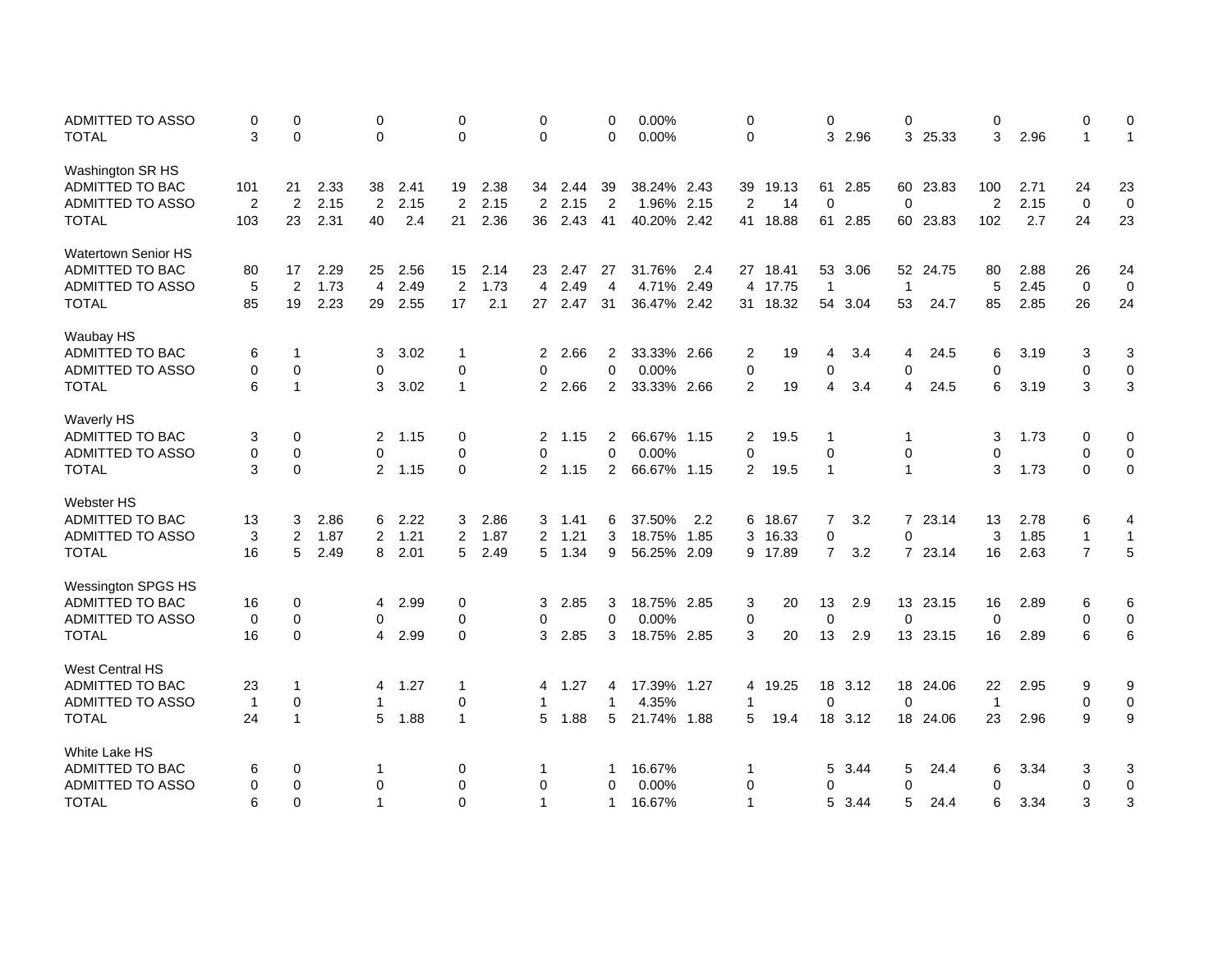| | | | | | | | | | | | | | | | | | | | | | |
|---|---|---|---|---|---|---|---|---|---|---|---|---|---|---|---|---|---|---|---|---|---|
| ADMITTED TO ASSO | 0 | 0 | | 0 | | 0 | | 0 | | 0 | 0.00% | | 0 | | 0 | | 0 | | 0 | | 0 | 0 |
| TOTAL | 3 | 0 | | 0 | | 0 | | 0 | | 0 | 0.00% | | 0 | | 3 | 2.96 | 3 | 25.33 | 3 | 2.96 | 1 | 1 |
| **Washington SR HS** | | | | | | | | | | | | | | | | | | | | | | |
| ADMITTED TO BAC | 101 | 21 | 2.33 | 38 | 2.41 | 19 | 2.38 | 34 | 2.44 | 39 | 38.24% | 2.43 | 39 | 19.13 | 61 | 2.85 | 60 | 23.83 | 100 | 2.71 | 24 | 23 |
| ADMITTED TO ASSO | 2 | 2 | 2.15 | 2 | 2.15 | 2 | 2.15 | 2 | 2.15 | 2 | 1.96% | 2.15 | 2 | 14 | 0 | | 0 | | 2 | 2.15 | 0 | 0 |
| TOTAL | 103 | 23 | 2.31 | 40 | 2.4 | 21 | 2.36 | 36 | 2.43 | 41 | 40.20% | 2.42 | 41 | 18.88 | 61 | 2.85 | 60 | 23.83 | 102 | 2.7 | 24 | 23 |
| **Watertown Senior HS** | | | | | | | | | | | | | | | | | | | | | | |
| ADMITTED TO BAC | 80 | 17 | 2.29 | 25 | 2.56 | 15 | 2.14 | 23 | 2.47 | 27 | 31.76% | 2.4 | 27 | 18.41 | 53 | 3.06 | 52 | 24.75 | 80 | 2.88 | 26 | 24 |
| ADMITTED TO ASSO | 5 | 2 | 1.73 | 4 | 2.49 | 2 | 1.73 | 4 | 2.49 | 4 | 4.71% | 2.49 | 4 | 17.75 | 1 | | 1 | | 5 | 2.45 | 0 | 0 |
| TOTAL | 85 | 19 | 2.23 | 29 | 2.55 | 17 | 2.1 | 27 | 2.47 | 31 | 36.47% | 2.42 | 31 | 18.32 | 54 | 3.04 | 53 | 24.7 | 85 | 2.85 | 26 | 24 |
| **Waubay HS** | | | | | | | | | | | | | | | | | | | | | | |
| ADMITTED TO BAC | 6 | 1 | | 3 | 3.02 | 1 | | 2 | 2.66 | 2 | 33.33% | 2.66 | 2 | 19 | 4 | 3.4 | 4 | 24.5 | 6 | 3.19 | 3 | 3 |
| ADMITTED TO ASSO | 0 | 0 | | 0 | | 0 | | 0 | | 0 | 0.00% | | 0 | | 0 | | 0 | | 0 | | 0 | 0 |
| TOTAL | 6 | 1 | | 3 | 3.02 | 1 | | 2 | 2.66 | 2 | 33.33% | 2.66 | 2 | 19 | 4 | 3.4 | 4 | 24.5 | 6 | 3.19 | 3 | 3 |
| **Waverly HS** | | | | | | | | | | | | | | | | | | | | | | |
| ADMITTED TO BAC | 3 | 0 | | 2 | 1.15 | 0 | | 2 | 1.15 | 2 | 66.67% | 1.15 | 2 | 19.5 | 1 | | 1 | | 3 | 1.73 | 0 | 0 |
| ADMITTED TO ASSO | 0 | 0 | | 0 | | 0 | | 0 | | 0 | 0.00% | | 0 | | 0 | | 0 | | 0 | | 0 | 0 |
| TOTAL | 3 | 0 | | 2 | 1.15 | 0 | | 2 | 1.15 | 2 | 66.67% | 1.15 | 2 | 19.5 | 1 | | 1 | | 3 | 1.73 | 0 | 0 |
| **Webster HS** | | | | | | | | | | | | | | | | | | | | | | |
| ADMITTED TO BAC | 13 | 3 | 2.86 | 6 | 2.22 | 3 | 2.86 | 3 | 1.41 | 6 | 37.50% | 2.2 | 6 | 18.67 | 7 | 3.2 | 7 | 23.14 | 13 | 2.78 | 6 | 4 |
| ADMITTED TO ASSO | 3 | 2 | 1.87 | 2 | 1.21 | 2 | 1.87 | 2 | 1.21 | 3 | 18.75% | 1.85 | 3 | 16.33 | 0 | | 0 | | 3 | 1.85 | 1 | 1 |
| TOTAL | 16 | 5 | 2.49 | 8 | 2.01 | 5 | 2.49 | 5 | 1.34 | 9 | 56.25% | 2.09 | 9 | 17.89 | 7 | 3.2 | 7 | 23.14 | 16 | 2.63 | 7 | 5 |
| **Wessington SPGS HS** | | | | | | | | | | | | | | | | | | | | | | |
| ADMITTED TO BAC | 16 | 0 | | 4 | 2.99 | 0 | | 3 | 2.85 | 3 | 18.75% | 2.85 | 3 | 20 | 13 | 2.9 | 13 | 23.15 | 16 | 2.89 | 6 | 6 |
| ADMITTED TO ASSO | 0 | 0 | | 0 | | 0 | | 0 | | 0 | 0.00% | | 0 | | 0 | | 0 | | 0 | | 0 | 0 |
| TOTAL | 16 | 0 | | 4 | 2.99 | 0 | | 3 | 2.85 | 3 | 18.75% | 2.85 | 3 | 20 | 13 | 2.9 | 13 | 23.15 | 16 | 2.89 | 6 | 6 |
| **West Central HS** | | | | | | | | | | | | | | | | | | | | | | |
| ADMITTED TO BAC | 23 | 1 | | 4 | 1.27 | 1 | | 4 | 1.27 | 4 | 17.39% | 1.27 | 4 | 19.25 | 18 | 3.12 | 18 | 24.06 | 22 | 2.95 | 9 | 9 |
| ADMITTED TO ASSO | 1 | 0 | | 1 | | 0 | | 1 | | 1 | 4.35% | | 1 | | 0 | | 0 | | 1 | | 0 | 0 |
| TOTAL | 24 | 1 | | 5 | 1.88 | 1 | | 5 | 1.88 | 5 | 21.74% | 1.88 | 5 | 19.4 | 18 | 3.12 | 18 | 24.06 | 23 | 2.96 | 9 | 9 |
| **White Lake HS** | | | | | | | | | | | | | | | | | | | | | | |
| ADMITTED TO BAC | 6 | 0 | | 1 | | 0 | | 1 | | 1 | 16.67% | | 1 | | 5 | 3.44 | 5 | 24.4 | 6 | 3.34 | 3 | 3 |
| ADMITTED TO ASSO | 0 | 0 | | 0 | | 0 | | 0 | | 0 | 0.00% | | 0 | | 0 | | 0 | | 0 | | 0 | 0 |
| TOTAL | 6 | 0 | | 1 | | 0 | | 1 | | 1 | 16.67% | | 1 | | 5 | 3.44 | 5 | 24.4 | 6 | 3.34 | 3 | 3 |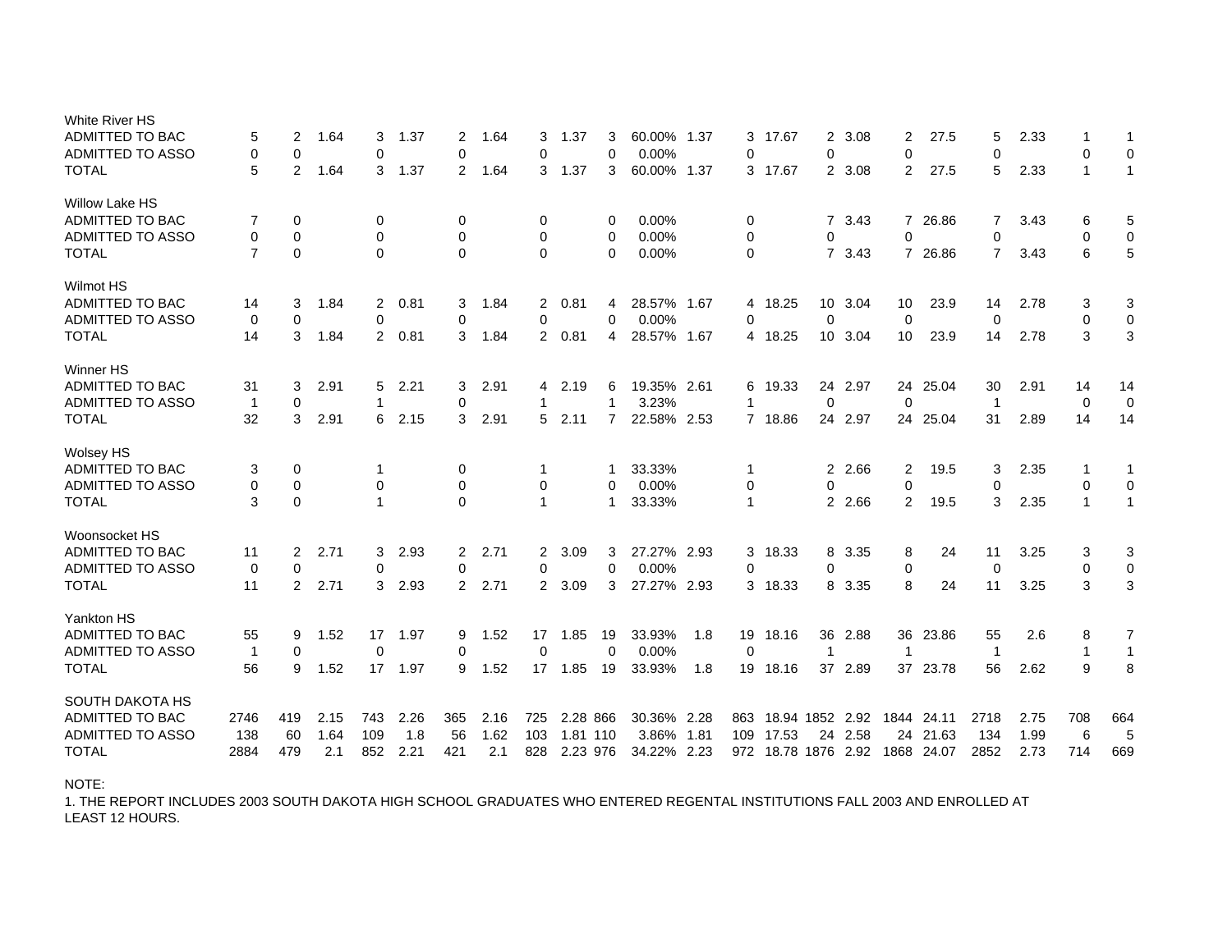| | | | | | | | | | | | | | | | | | | | | | | |
|---|---|---|---|---|---|---|---|---|---|---|---|---|---|---|---|---|---|---|---|---|---|---|
| White River HS | | | | | | | | | | | | | | | | | | | | | | |
| ADMITTED TO BAC | 5 | 2 | 1.64 | 3 | 1.37 | 2 | 1.64 | 3 | 1.37 | 3 | 60.00% | 1.37 | 3 | 17.67 | 2 | 3.08 | 2 | 27.5 | 5 | 2.33 | 1 | 1 |
| ADMITTED TO ASSO | 0 | 0 | | 0 | | 0 | | 0 | | 0 | 0.00% | | 0 | | 0 | | 0 | | 0 | | 0 | 0 |
| TOTAL | 5 | 2 | 1.64 | 3 | 1.37 | 2 | 1.64 | 3 | 1.37 | 3 | 60.00% | 1.37 | 3 | 17.67 | 2 | 3.08 | 2 | 27.5 | 5 | 2.33 | 1 | 1 |
| Willow Lake HS | | | | | | | | | | | | | | | | | | | | | | |
| ADMITTED TO BAC | 7 | 0 | | 0 | | 0 | | 0 | | 0 | 0.00% | | 0 | | 7 | 3.43 | 7 | 26.86 | 7 | 3.43 | 6 | 5 |
| ADMITTED TO ASSO | 0 | 0 | | 0 | | 0 | | 0 | | 0 | 0.00% | | 0 | | 0 | | 0 | | 0 | | 0 | 0 |
| TOTAL | 7 | 0 | | 0 | | 0 | | 0 | | 0 | 0.00% | | 0 | | 7 | 3.43 | 7 | 26.86 | 7 | 3.43 | 6 | 5 |
| Wilmot HS | | | | | | | | | | | | | | | | | | | | | | |
| ADMITTED TO BAC | 14 | 3 | 1.84 | 2 | 0.81 | 3 | 1.84 | 2 | 0.81 | 4 | 28.57% | 1.67 | 4 | 18.25 | 10 | 3.04 | 10 | 23.9 | 14 | 2.78 | 3 | 3 |
| ADMITTED TO ASSO | 0 | 0 | | 0 | | 0 | | 0 | | 0 | 0.00% | | 0 | | 0 | | 0 | | 0 | | 0 | 0 |
| TOTAL | 14 | 3 | 1.84 | 2 | 0.81 | 3 | 1.84 | 2 | 0.81 | 4 | 28.57% | 1.67 | 4 | 18.25 | 10 | 3.04 | 10 | 23.9 | 14 | 2.78 | 3 | 3 |
| Winner HS | | | | | | | | | | | | | | | | | | | | | | |
| ADMITTED TO BAC | 31 | 3 | 2.91 | 5 | 2.21 | 3 | 2.91 | 4 | 2.19 | 6 | 19.35% | 2.61 | 6 | 19.33 | 24 | 2.97 | 24 | 25.04 | 30 | 2.91 | 14 | 14 |
| ADMITTED TO ASSO | 1 | 0 | | 1 | | 0 | | 1 | | 1 | 3.23% | | 1 | | 0 | | 0 | | 1 | | 0 | 0 |
| TOTAL | 32 | 3 | 2.91 | 6 | 2.15 | 3 | 2.91 | 5 | 2.11 | 7 | 22.58% | 2.53 | 7 | 18.86 | 24 | 2.97 | 24 | 25.04 | 31 | 2.89 | 14 | 14 |
| Wolsey HS | | | | | | | | | | | | | | | | | | | | | | |
| ADMITTED TO BAC | 3 | 0 | | 1 | | 0 | | 1 | | 1 | 33.33% | | 1 | | 2 | 2.66 | 2 | 19.5 | 3 | 2.35 | 1 | 1 |
| ADMITTED TO ASSO | 0 | 0 | | 0 | | 0 | | 0 | | 0 | 0.00% | | 0 | | 0 | | 0 | | 0 | | 0 | 0 |
| TOTAL | 3 | 0 | | 1 | | 0 | | 1 | | 1 | 33.33% | | 1 | | 2 | 2.66 | 2 | 19.5 | 3 | 2.35 | 1 | 1 |
| Woonsocket HS | | | | | | | | | | | | | | | | | | | | | | |
| ADMITTED TO BAC | 11 | 2 | 2.71 | 3 | 2.93 | 2 | 2.71 | 2 | 3.09 | 3 | 27.27% | 2.93 | 3 | 18.33 | 8 | 3.35 | 8 | 24 | 11 | 3.25 | 3 | 3 |
| ADMITTED TO ASSO | 0 | 0 | | 0 | | 0 | | 0 | | 0 | 0.00% | | 0 | | 0 | | 0 | | 0 | | 0 | 0 |
| TOTAL | 11 | 2 | 2.71 | 3 | 2.93 | 2 | 2.71 | 2 | 3.09 | 3 | 27.27% | 2.93 | 3 | 18.33 | 8 | 3.35 | 8 | 24 | 11 | 3.25 | 3 | 3 |
| Yankton HS | | | | | | | | | | | | | | | | | | | | | | |
| ADMITTED TO BAC | 55 | 9 | 1.52 | 17 | 1.97 | 9 | 1.52 | 17 | 1.85 | 19 | 33.93% | 1.8 | 19 | 18.16 | 36 | 2.88 | 36 | 23.86 | 55 | 2.6 | 8 | 7 |
| ADMITTED TO ASSO | 1 | 0 | | 0 | | 0 | | 0 | | 0 | 0.00% | | 0 | | 1 | | 1 | | 1 | | 1 | 1 |
| TOTAL | 56 | 9 | 1.52 | 17 | 1.97 | 9 | 1.52 | 17 | 1.85 | 19 | 33.93% | 1.8 | 19 | 18.16 | 37 | 2.89 | 37 | 23.78 | 56 | 2.62 | 9 | 8 |
| SOUTH DAKOTA HS | | | | | | | | | | | | | | | | | | | | | | |
| ADMITTED TO BAC | 2746 | 419 | 2.15 | 743 | 2.26 | 365 | 2.16 | 725 | 2.28 | 866 | 30.36% | 2.28 | 863 | 18.94 | 1852 | 2.92 | 1844 | 24.11 | 2718 | 2.75 | 708 | 664 |
| ADMITTED TO ASSO | 138 | 60 | 1.64 | 109 | 1.8 | 56 | 1.62 | 103 | 1.81 | 110 | 3.86% | 1.81 | 109 | 17.53 | 24 | 2.58 | 24 | 21.63 | 134 | 1.99 | 6 | 5 |
| TOTAL | 2884 | 479 | 2.1 | 852 | 2.21 | 421 | 2.1 | 828 | 2.23 | 976 | 34.22% | 2.23 | 972 | 18.78 | 1876 | 2.92 | 1868 | 24.07 | 2852 | 2.73 | 714 | 669 |

NOTE:

1. THE REPORT INCLUDES 2003 SOUTH DAKOTA HIGH SCHOOL GRADUATES WHO ENTERED REGENTAL INSTITUTIONS FALL 2003 AND ENROLLED AT LEAST 12 HOURS.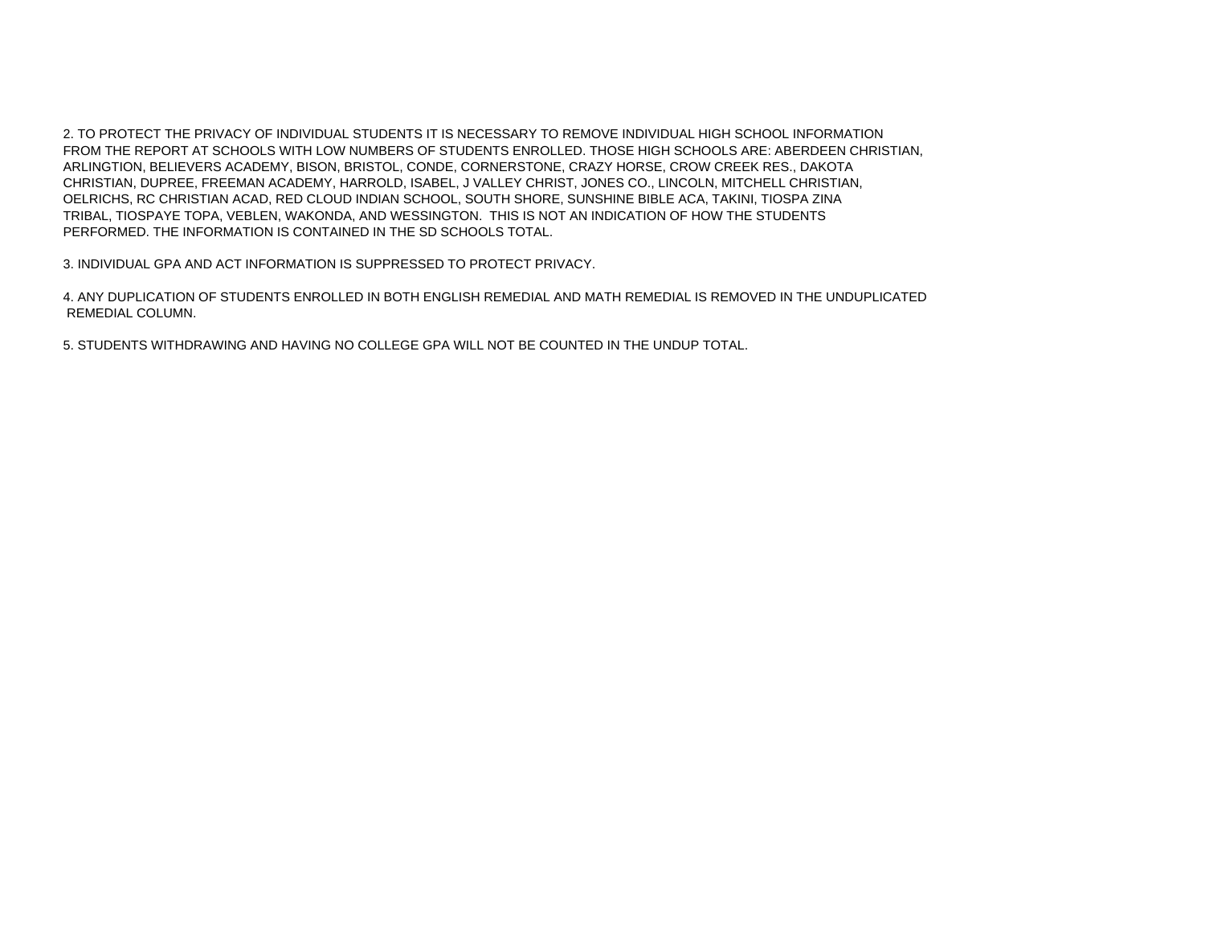2. TO PROTECT THE PRIVACY OF INDIVIDUAL STUDENTS IT IS NECESSARY TO REMOVE INDIVIDUAL HIGH SCHOOL INFORMATION FROM THE REPORT AT SCHOOLS WITH LOW NUMBERS OF STUDENTS ENROLLED. THOSE HIGH SCHOOLS ARE: ABERDEEN CHRISTIAN, ARLINGTION, BELIEVERS ACADEMY, BISON, BRISTOL, CONDE, CORNERSTONE, CRAZY HORSE, CROW CREEK RES., DAKOTA CHRISTIAN, DUPREE, FREEMAN ACADEMY, HARROLD, ISABEL, J VALLEY CHRIST, JONES CO., LINCOLN, MITCHELL CHRISTIAN, OELRICHS, RC CHRISTIAN ACAD, RED CLOUD INDIAN SCHOOL, SOUTH SHORE, SUNSHINE BIBLE ACA, TAKINI, TIOSPA ZINA TRIBAL, TIOSPAYE TOPA, VEBLEN, WAKONDA, AND WESSINGTON. THIS IS NOT AN INDICATION OF HOW THE STUDENTS PERFORMED. THE INFORMATION IS CONTAINED IN THE SD SCHOOLS TOTAL.

3. INDIVIDUAL GPA AND ACT INFORMATION IS SUPPRESSED TO PROTECT PRIVACY.

4. ANY DUPLICATION OF STUDENTS ENROLLED IN BOTH ENGLISH REMEDIAL AND MATH REMEDIAL IS REMOVED IN THE UNDUPLICATED REMEDIAL COLUMN.

5. STUDENTS WITHDRAWING AND HAVING NO COLLEGE GPA WILL NOT BE COUNTED IN THE UNDUP TOTAL.